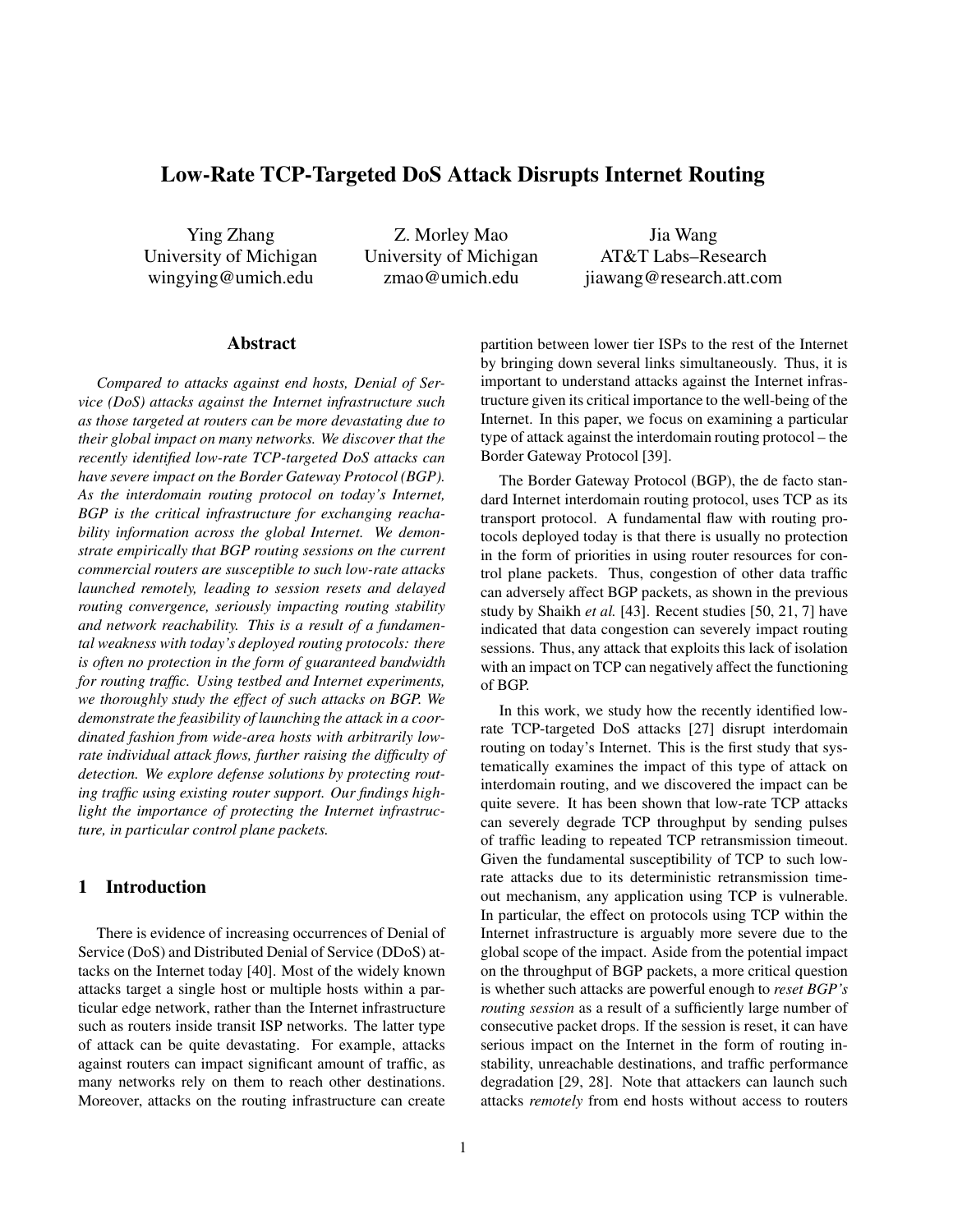# Low-Rate TCP-Targeted DoS Attack Disrupts Internet Routing

Ying Zhang
University of Michigan
wingying@umich.edu

Z. Morley Mao
University of Michigan
zmao@umich.edu

Jia Wang
AT&T Labs–Research
jiawang@research.att.com

## Abstract

*Compared to attacks against end hosts, Denial of Service (DoS) attacks against the Internet infrastructure such as those targeted at routers can be more devastating due to their global impact on many networks. We discover that the recently identified low-rate TCP-targeted DoS attacks can have severe impact on the Border Gateway Protocol (BGP). As the interdomain routing protocol on today's Internet, BGP is the critical infrastructure for exchanging reachability information across the global Internet. We demonstrate empirically that BGP routing sessions on the current commercial routers are susceptible to such low-rate attacks launched remotely, leading to session resets and delayed routing convergence, seriously impacting routing stability and network reachability. This is a result of a fundamental weakness with today's deployed routing protocols: there is often no protection in the form of guaranteed bandwidth for routing traffic. Using testbed and Internet experiments, we thoroughly study the effect of such attacks on BGP. We demonstrate the feasibility of launching the attack in a coordinated fashion from wide-area hosts with arbitrarily low-rate individual attack flows, further raising the difficulty of detection. We explore defense solutions by protecting routing traffic using existing router support. Our findings highlight the importance of protecting the Internet infrastructure, in particular control plane packets.*

## 1 Introduction

There is evidence of increasing occurrences of Denial of Service (DoS) and Distributed Denial of Service (DDoS) attacks on the Internet today [40]. Most of the widely known attacks target a single host or multiple hosts within a particular edge network, rather than the Internet infrastructure such as routers inside transit ISP networks. The latter type of attack can be quite devastating. For example, attacks against routers can impact significant amount of traffic, as many networks rely on them to reach other destinations. Moreover, attacks on the routing infrastructure can create partition between lower tier ISPs to the rest of the Internet by bringing down several links simultaneously. Thus, it is important to understand attacks against the Internet infrastructure given its critical importance to the well-being of the Internet. In this paper, we focus on examining a particular type of attack against the interdomain routing protocol – the Border Gateway Protocol [39].

The Border Gateway Protocol (BGP), the de facto standard Internet interdomain routing protocol, uses TCP as its transport protocol. A fundamental flaw with routing protocols deployed today is that there is usually no protection in the form of priorities in using router resources for control plane packets. Thus, congestion of other data traffic can adversely affect BGP packets, as shown in the previous study by Shaikh *et al.* [43]. Recent studies [50, 21, 7] have indicated that data congestion can severely impact routing sessions. Thus, any attack that exploits this lack of isolation with an impact on TCP can negatively affect the functioning of BGP.

In this work, we study how the recently identified low-rate TCP-targeted DoS attacks [27] disrupt interdomain routing on today's Internet. This is the first study that systematically examines the impact of this type of attack on interdomain routing, and we discovered the impact can be quite severe. It has been shown that low-rate TCP attacks can severely degrade TCP throughput by sending pulses of traffic leading to repeated TCP retransmission timeout. Given the fundamental susceptibility of TCP to such low-rate attacks due to its deterministic retransmission timeout mechanism, any application using TCP is vulnerable. In particular, the effect on protocols using TCP within the Internet infrastructure is arguably more severe due to the global scope of the impact. Aside from the potential impact on the throughput of BGP packets, a more critical question is whether such attacks are powerful enough to *reset BGP's routing session* as a result of a sufficiently large number of consecutive packet drops. If the session is reset, it can have serious impact on the Internet in the form of routing instability, unreachable destinations, and traffic performance degradation [29, 28]. Note that attackers can launch such attacks *remotely* from end hosts without access to routers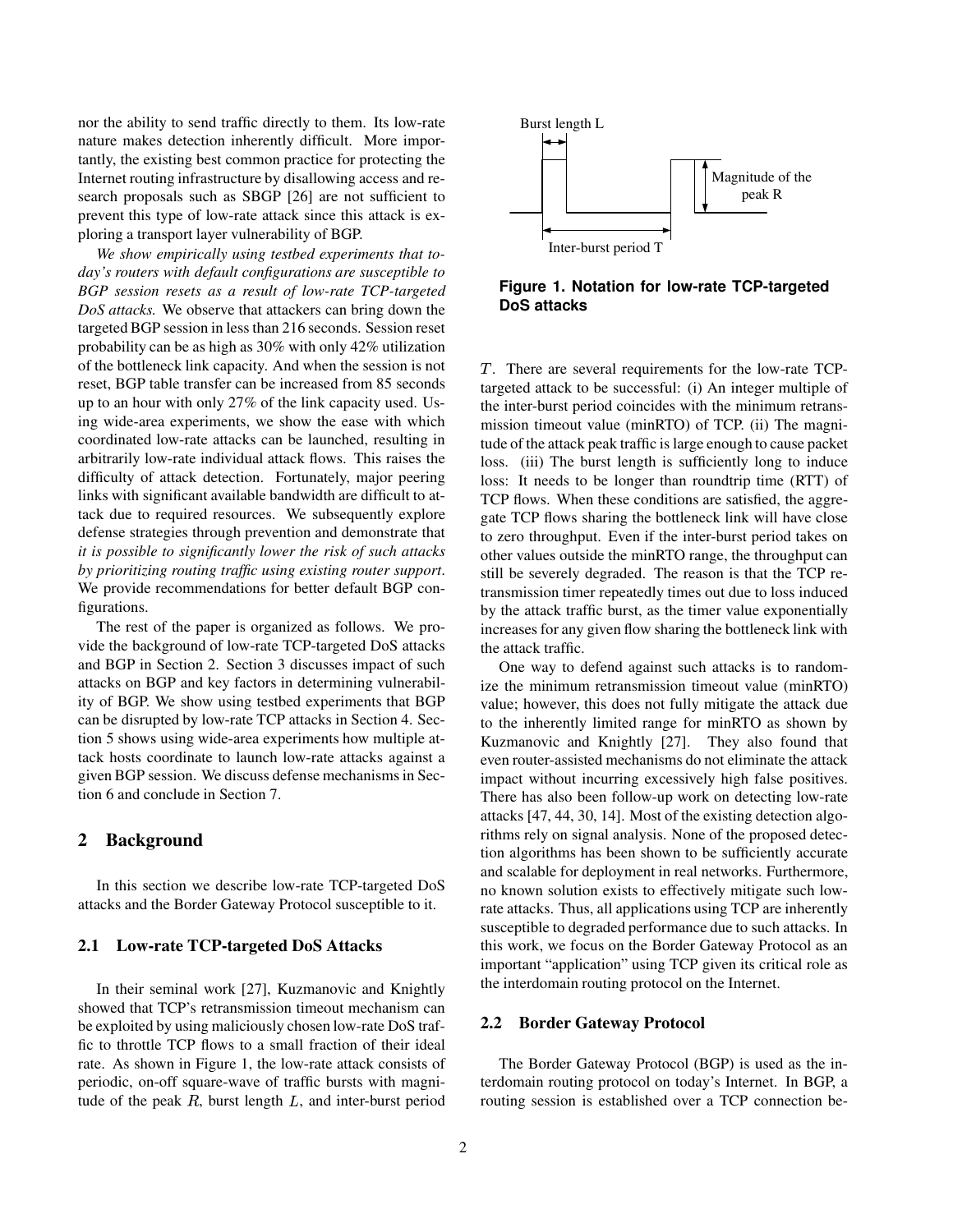nor the ability to send traffic directly to them. Its low-rate nature makes detection inherently difficult. More importantly, the existing best common practice for protecting the Internet routing infrastructure by disallowing access and research proposals such as SBGP [26] are not sufficient to prevent this type of low-rate attack since this attack is exploring a transport layer vulnerability of BGP.

*We show empirically using testbed experiments that today's routers with default configurations are susceptible to BGP session resets as a result of low-rate TCP-targeted DoS attacks.* We observe that attackers can bring down the targeted BGP session in less than 216 seconds. Session reset probability can be as high as 30% with only 42% utilization of the bottleneck link capacity. And when the session is not reset, BGP table transfer can be increased from 85 seconds up to an hour with only 27% of the link capacity used. Using wide-area experiments, we show the ease with which coordinated low-rate attacks can be launched, resulting in arbitrarily low-rate individual attack flows. This raises the difficulty of attack detection. Fortunately, major peering links with significant available bandwidth are difficult to attack due to required resources. We subsequently explore defense strategies through prevention and demonstrate that *it is possible to significantly lower the risk of such attacks by prioritizing routing traffic using existing router support*. We provide recommendations for better default BGP configurations.

The rest of the paper is organized as follows. We provide the background of low-rate TCP-targeted DoS attacks and BGP in Section 2. Section 3 discusses impact of such attacks on BGP and key factors in determining vulnerability of BGP. We show using testbed experiments that BGP can be disrupted by low-rate TCP attacks in Section 4. Section 5 shows using wide-area experiments how multiple attack hosts coordinate to launch low-rate attacks against a given BGP session. We discuss defense mechanisms in Section 6 and conclude in Section 7.

## 2 Background

In this section we describe low-rate TCP-targeted DoS attacks and the Border Gateway Protocol susceptible to it.

### 2.1 Low-rate TCP-targeted DoS Attacks

In their seminal work [27], Kuzmanovic and Knightly showed that TCP's retransmission timeout mechanism can be exploited by using maliciously chosen low-rate DoS traffic to throttle TCP flows to a small fraction of their ideal rate. As shown in Figure 1, the low-rate attack consists of periodic, on-off square-wave of traffic bursts with magnitude of the peak $R$, burst length $L$, and inter-burst period $T$. There are several requirements for the low-rate TCP-targeted attack to be successful: (i) An integer multiple of the inter-burst period coincides with the minimum retransmission timeout value (minRTO) of TCP. (ii) The magnitude of the attack peak traffic is large enough to cause packet loss. (iii) The burst length is sufficiently long to induce loss: It needs to be longer than roundtrip time (RTT) of TCP flows. When these conditions are satisfied, the aggregate TCP flows sharing the bottleneck link will have close to zero throughput. Even if the inter-burst period takes on other values outside the minRTO range, the throughput can still be severely degraded. The reason is that the TCP retransmission timer repeatedly times out due to loss induced by the attack traffic burst, as the timer value exponentially increases for any given flow sharing the bottleneck link with the attack traffic.

Burst length L

Magnitude of the peak R

Inter-burst period T

**Figure 1. Notation for low-rate TCP-targeted DoS attacks**

One way to defend against such attacks is to randomize the minimum retransmission timeout value (minRTO) value; however, this does not fully mitigate the attack due to the inherently limited range for minRTO as shown by Kuzmanovic and Knightly [27]. They also found that even router-assisted mechanisms do not eliminate the attack impact without incurring excessively high false positives. There has also been follow-up work on detecting low-rate attacks [47, 44, 30, 14]. Most of the existing detection algorithms rely on signal analysis. None of the proposed detection algorithms has been shown to be sufficiently accurate and scalable for deployment in real networks. Furthermore, no known solution exists to effectively mitigate such low-rate attacks. Thus, all applications using TCP are inherently susceptible to degraded performance due to such attacks. In this work, we focus on the Border Gateway Protocol as an important "application" using TCP given its critical role as the interdomain routing protocol on the Internet.

### 2.2 Border Gateway Protocol

The Border Gateway Protocol (BGP) is used as the interdomain routing protocol on today's Internet. In BGP, a routing session is established over a TCP connection be-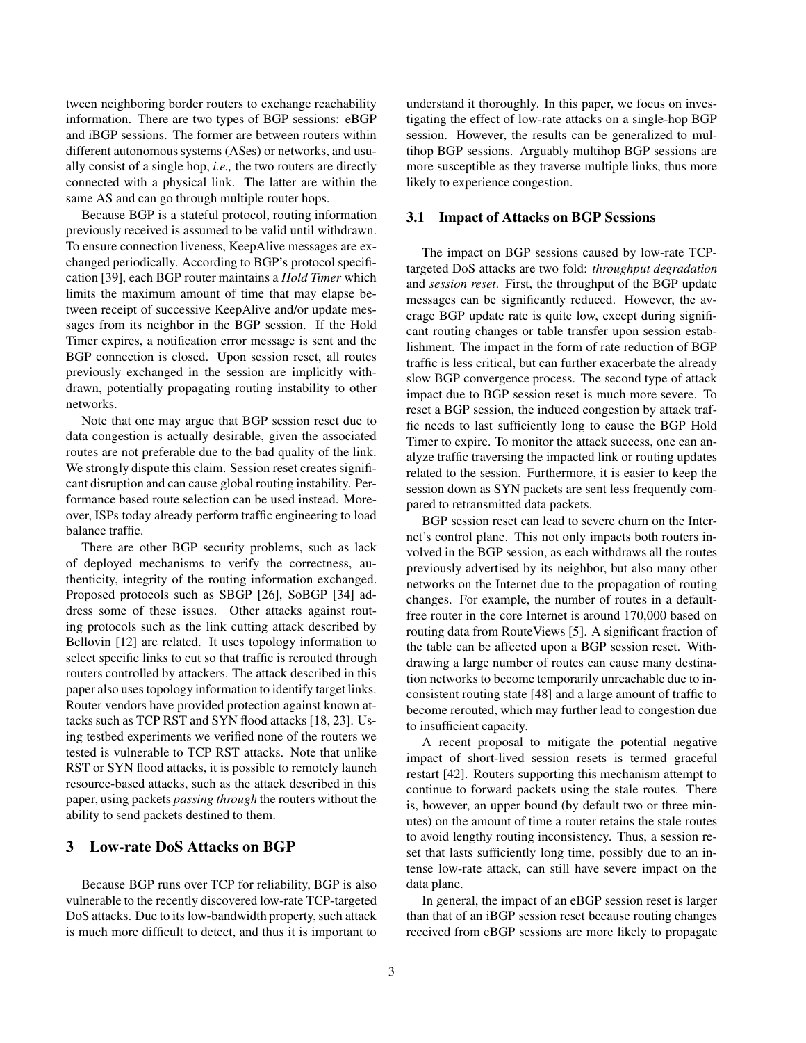tween neighboring border routers to exchange reachability information. There are two types of BGP sessions: eBGP and iBGP sessions. The former are between routers within different autonomous systems (ASes) or networks, and usually consist of a single hop, *i.e.,* the two routers are directly connected with a physical link. The latter are within the same AS and can go through multiple router hops.

Because BGP is a stateful protocol, routing information previously received is assumed to be valid until withdrawn. To ensure connection liveness, KeepAlive messages are exchanged periodically. According to BGP's protocol specification [39], each BGP router maintains a *Hold Timer* which limits the maximum amount of time that may elapse between receipt of successive KeepAlive and/or update messages from its neighbor in the BGP session. If the Hold Timer expires, a notification error message is sent and the BGP connection is closed. Upon session reset, all routes previously exchanged in the session are implicitly withdrawn, potentially propagating routing instability to other networks.

Note that one may argue that BGP session reset due to data congestion is actually desirable, given the associated routes are not preferable due to the bad quality of the link. We strongly dispute this claim. Session reset creates significant disruption and can cause global routing instability. Performance based route selection can be used instead. Moreover, ISPs today already perform traffic engineering to load balance traffic.

There are other BGP security problems, such as lack of deployed mechanisms to verify the correctness, authenticity, integrity of the routing information exchanged. Proposed protocols such as SBGP [26], SoBGP [34] address some of these issues. Other attacks against routing protocols such as the link cutting attack described by Bellovin [12] are related. It uses topology information to select specific links to cut so that traffic is rerouted through routers controlled by attackers. The attack described in this paper also uses topology information to identify target links. Router vendors have provided protection against known attacks such as TCP RST and SYN flood attacks [18, 23]. Using testbed experiments we verified none of the routers we tested is vulnerable to TCP RST attacks. Note that unlike RST or SYN flood attacks, it is possible to remotely launch resource-based attacks, such as the attack described in this paper, using packets *passing through* the routers without the ability to send packets destined to them.

## 3 Low-rate DoS Attacks on BGP

Because BGP runs over TCP for reliability, BGP is also vulnerable to the recently discovered low-rate TCP-targeted DoS attacks. Due to its low-bandwidth property, such attack is much more difficult to detect, and thus it is important to understand it thoroughly. In this paper, we focus on investigating the effect of low-rate attacks on a single-hop BGP session. However, the results can be generalized to multihop BGP sessions. Arguably multihop BGP sessions are more susceptible as they traverse multiple links, thus more likely to experience congestion.

### 3.1 Impact of Attacks on BGP Sessions

The impact on BGP sessions caused by low-rate TCP-targeted DoS attacks are two fold: *throughput degradation* and *session reset*. First, the throughput of the BGP update messages can be significantly reduced. However, the average BGP update rate is quite low, except during significant routing changes or table transfer upon session establishment. The impact in the form of rate reduction of BGP traffic is less critical, but can further exacerbate the already slow BGP convergence process. The second type of attack impact due to BGP session reset is much more severe. To reset a BGP session, the induced congestion by attack traffic needs to last sufficiently long to cause the BGP Hold Timer to expire. To monitor the attack success, one can analyze traffic traversing the impacted link or routing updates related to the session. Furthermore, it is easier to keep the session down as SYN packets are sent less frequently compared to retransmitted data packets.

BGP session reset can lead to severe churn on the Internet's control plane. This not only impacts both routers involved in the BGP session, as each withdraws all the routes previously advertised by its neighbor, but also many other networks on the Internet due to the propagation of routing changes. For example, the number of routes in a default-free router in the core Internet is around 170,000 based on routing data from RouteViews [5]. A significant fraction of the table can be affected upon a BGP session reset. Withdrawing a large number of routes can cause many destination networks to become temporarily unreachable due to inconsistent routing state [48] and a large amount of traffic to become rerouted, which may further lead to congestion due to insufficient capacity.

A recent proposal to mitigate the potential negative impact of short-lived session resets is termed graceful restart [42]. Routers supporting this mechanism attempt to continue to forward packets using the stale routes. There is, however, an upper bound (by default two or three minutes) on the amount of time a router retains the stale routes to avoid lengthy routing inconsistency. Thus, a session reset that lasts sufficiently long time, possibly due to an intense low-rate attack, can still have severe impact on the data plane.

In general, the impact of an eBGP session reset is larger than that of an iBGP session reset because routing changes received from eBGP sessions are more likely to propagate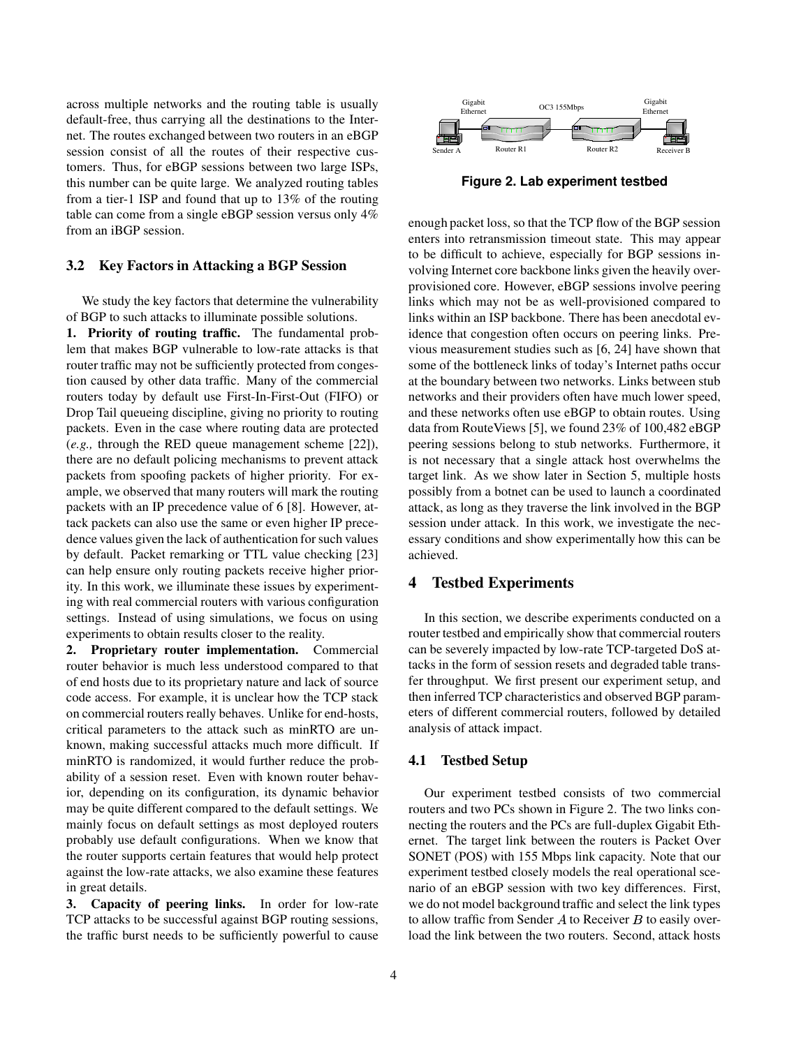across multiple networks and the routing table is usually default-free, thus carrying all the destinations to the Internet. The routes exchanged between two routers in an eBGP session consist of all the routes of their respective customers. Thus, for eBGP sessions between two large ISPs, this number can be quite large. We analyzed routing tables from a tier-1 ISP and found that up to 13% of the routing table can come from a single eBGP session versus only 4% from an iBGP session.

### 3.2 Key Factors in Attacking a BGP Session

We study the key factors that determine the vulnerability of BGP to such attacks to illuminate possible solutions.

**1. Priority of routing traffic.** The fundamental problem that makes BGP vulnerable to low-rate attacks is that router traffic may not be sufficiently protected from congestion caused by other data traffic. Many of the commercial routers today by default use First-In-First-Out (FIFO) or Drop Tail queueing discipline, giving no priority to routing packets. Even in the case where routing data are protected (*e.g.,* through the RED queue management scheme [22]), there are no default policing mechanisms to prevent attack packets from spoofing packets of higher priority. For example, we observed that many routers will mark the routing packets with an IP precedence value of 6 [8]. However, attack packets can also use the same or even higher IP precedence values given the lack of authentication for such values by default. Packet remarking or TTL value checking [23] can help ensure only routing packets receive higher priority. In this work, we illuminate these issues by experimenting with real commercial routers with various configuration settings. Instead of using simulations, we focus on using experiments to obtain results closer to the reality.

**2. Proprietary router implementation.** Commercial router behavior is much less understood compared to that of end hosts due to its proprietary nature and lack of source code access. For example, it is unclear how the TCP stack on commercial routers really behaves. Unlike for end-hosts, critical parameters to the attack such as minRTO are unknown, making successful attacks much more difficult. If minRTO is randomized, it would further reduce the probability of a session reset. Even with known router behavior, depending on its configuration, its dynamic behavior may be quite different compared to the default settings. We mainly focus on default settings as most deployed routers probably use default configurations. When we know that the router supports certain features that would help protect against the low-rate attacks, we also examine these features in great details.

**3. Capacity of peering links.** In order for low-rate TCP attacks to be successful against BGP routing sessions, the traffic burst needs to be sufficiently powerful to cause enough packet loss, so that the TCP flow of the BGP session enters into retransmission timeout state. This may appear to be difficult to achieve, especially for BGP sessions involving Internet core backbone links given the heavily overprovisioned core. However, eBGP sessions involve peering links which may not be as well-provisioned compared to links within an ISP backbone. There has been anecdotal evidence that congestion often occurs on peering links. Previous measurement studies such as [6, 24] have shown that some of the bottleneck links of today's Internet paths occur at the boundary between two networks. Links between stub networks and their providers often have much lower speed, and these networks often use eBGP to obtain routes. Using data from RouteViews [5], we found 23% of 100,482 eBGP peering sessions belong to stub networks. Furthermore, it is not necessary that a single attack host overwhelms the target link. As we show later in Section 5, multiple hosts possibly from a botnet can be used to launch a coordinated attack, as long as they traverse the link involved in the BGP session under attack. In this work, we investigate the necessary conditions and show experimentally how this can be achieved.

Gigabit Ethernet — OC3 155Mbps — Gigabit Ethernet

Sender A — Router R1 — Router R2 — Receiver B

**Figure 2. Lab experiment testbed**

## 4 Testbed Experiments

In this section, we describe experiments conducted on a router testbed and empirically show that commercial routers can be severely impacted by low-rate TCP-targeted DoS attacks in the form of session resets and degraded table transfer throughput. We first present our experiment setup, and then inferred TCP characteristics and observed BGP parameters of different commercial routers, followed by detailed analysis of attack impact.

### 4.1 Testbed Setup

Our experiment testbed consists of two commercial routers and two PCs shown in Figure 2. The two links connecting the routers and the PCs are full-duplex Gigabit Ethernet. The target link between the routers is Packet Over SONET (POS) with 155 Mbps link capacity. Note that our experiment testbed closely models the real operational scenario of an eBGP session with two key differences. First, we do not model background traffic and select the link types to allow traffic from Sender $A$ to Receiver $B$ to easily overload the link between the two routers. Second, attack hosts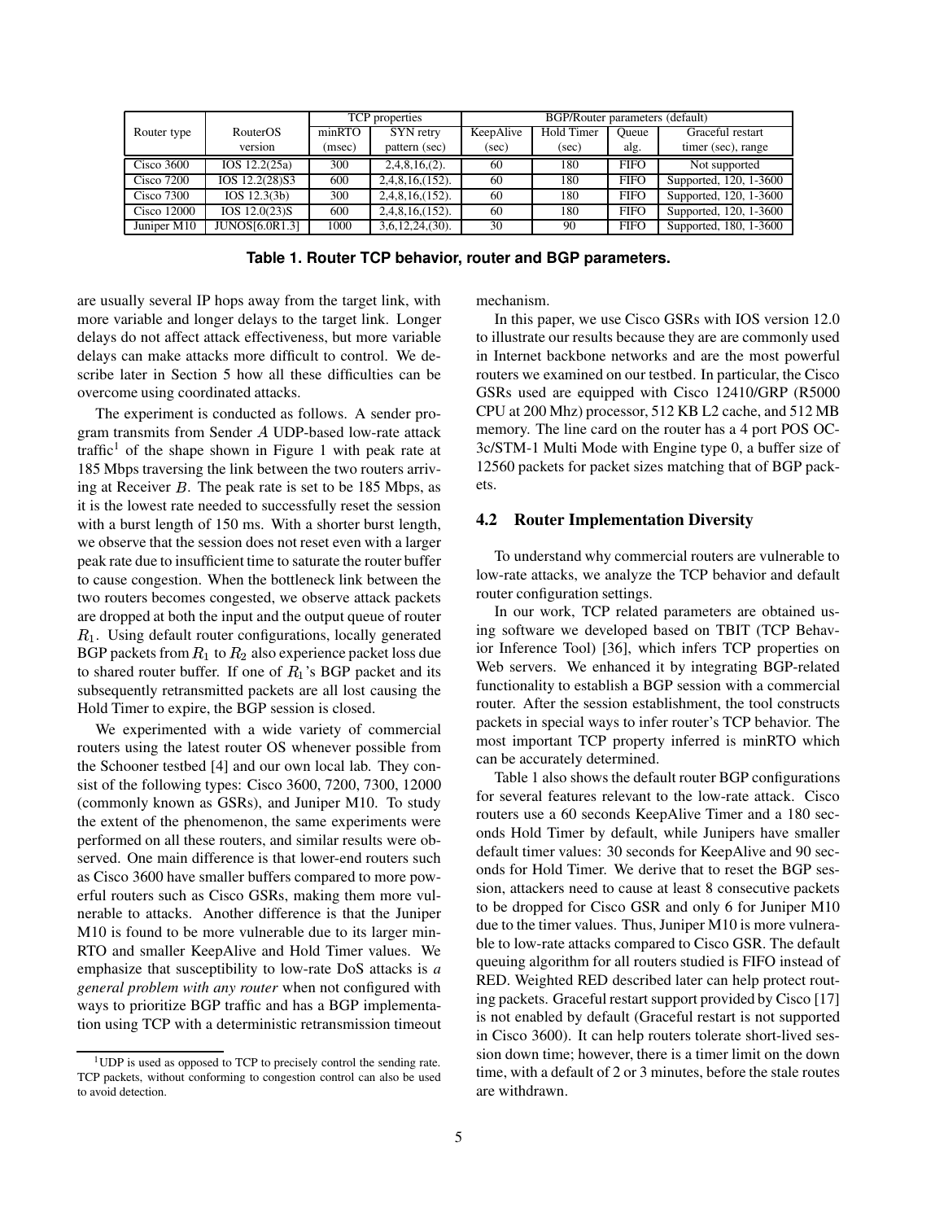| Router type | RouterOS version | TCP properties | | BGP/Router parameters (default) | | | |
|---|---|---|---|---|---|---|---|
| | | minRTO (msec) | SYN retry pattern (sec) | KeepAlive (sec) | Hold Timer (sec) | Queue alg. | Graceful restart timer (sec), range |
| Cisco 3600 | IOS 12.2(25a) | 300 | 2,4,8,16,(2). | 60 | 180 | FIFO | Not supported |
| Cisco 7200 | IOS 12.2(28)S3 | 600 | 2,4,8,16,(152). | 60 | 180 | FIFO | Supported, 120, 1-3600 |
| Cisco 7300 | IOS 12.3(3b) | 300 | 2,4,8,16,(152). | 60 | 180 | FIFO | Supported, 120, 1-3600 |
| Cisco 12000 | IOS 12.0(23)S | 600 | 2,4,8,16,(152). | 60 | 180 | FIFO | Supported, 120, 1-3600 |
| Juniper M10 | JUNOS[6.0R1.3] | 1000 | 3,6,12,24,(30). | 30 | 90 | FIFO | Supported, 180, 1-3600 |

**Table 1. Router TCP behavior, router and BGP parameters.**

are usually several IP hops away from the target link, with more variable and longer delays to the target link. Longer delays do not affect attack effectiveness, but more variable delays can make attacks more difficult to control. We describe later in Section 5 how all these difficulties can be overcome using coordinated attacks.

The experiment is conducted as follows. A sender program transmits from Sender $A$ UDP-based low-rate attack traffic[1] of the shape shown in Figure 1 with peak rate at 185 Mbps traversing the link between the two routers arriving at Receiver $B$. The peak rate is set to be 185 Mbps, as it is the lowest rate needed to successfully reset the session with a burst length of 150 ms. With a shorter burst length, we observe that the session does not reset even with a larger peak rate due to insufficient time to saturate the router buffer to cause congestion. When the bottleneck link between the two routers becomes congested, we observe attack packets are dropped at both the input and the output queue of router $R_1$. Using default router configurations, locally generated BGP packets from $R_1$ to $R_2$ also experience packet loss due to shared router buffer. If one of $R_1$'s BGP packet and its subsequently retransmitted packets are all lost causing the Hold Timer to expire, the BGP session is closed.

We experimented with a wide variety of commercial routers using the latest router OS whenever possible from the Schooner testbed [4] and our own local lab. They consist of the following types: Cisco 3600, 7200, 7300, 12000 (commonly known as GSRs), and Juniper M10. To study the extent of the phenomenon, the same experiments were performed on all these routers, and similar results were observed. One main difference is that lower-end routers such as Cisco 3600 have smaller buffers compared to more powerful routers such as Cisco GSRs, making them more vulnerable to attacks. Another difference is that the Juniper M10 is found to be more vulnerable due to its larger minRTO and smaller KeepAlive and Hold Timer values. We emphasize that susceptibility to low-rate DoS attacks is *a general problem with any router* when not configured with ways to prioritize BGP traffic and has a BGP implementation using TCP with a deterministic retransmission timeout mechanism.

In this paper, we use Cisco GSRs with IOS version 12.0 to illustrate our results because they are are commonly used in Internet backbone networks and are the most powerful routers we examined on our testbed. In particular, the Cisco GSRs used are equipped with Cisco 12410/GRP (R5000 CPU at 200 Mhz) processor, 512 KB L2 cache, and 512 MB memory. The line card on the router has a 4 port POS OC-3c/STM-1 Multi Mode with Engine type 0, a buffer size of 12560 packets for packet sizes matching that of BGP packets.

## 4.2 Router Implementation Diversity

To understand why commercial routers are vulnerable to low-rate attacks, we analyze the TCP behavior and default router configuration settings.

In our work, TCP related parameters are obtained using software we developed based on TBIT (TCP Behavior Inference Tool) [36], which infers TCP properties on Web servers. We enhanced it by integrating BGP-related functionality to establish a BGP session with a commercial router. After the session establishment, the tool constructs packets in special ways to infer router's TCP behavior. The most important TCP property inferred is minRTO which can be accurately determined.

Table 1 also shows the default router BGP configurations for several features relevant to the low-rate attack. Cisco routers use a 60 seconds KeepAlive Timer and a 180 seconds Hold Timer by default, while Junipers have smaller default timer values: 30 seconds for KeepAlive and 90 seconds for Hold Timer. We derive that to reset the BGP session, attackers need to cause at least 8 consecutive packets to be dropped for Cisco GSR and only 6 for Juniper M10 due to the timer values. Thus, Juniper M10 is more vulnerable to low-rate attacks compared to Cisco GSR. The default queuing algorithm for all routers studied is FIFO instead of RED. Weighted RED described later can help protect routing packets. Graceful restart support provided by Cisco [17] is not enabled by default (Graceful restart is not supported in Cisco 3600). It can help routers tolerate short-lived session down time; however, there is a timer limit on the down time, with a default of 2 or 3 minutes, before the stale routes are withdrawn.

[1] UDP is used as opposed to TCP to precisely control the sending rate. TCP packets, without conforming to congestion control can also be used to avoid detection.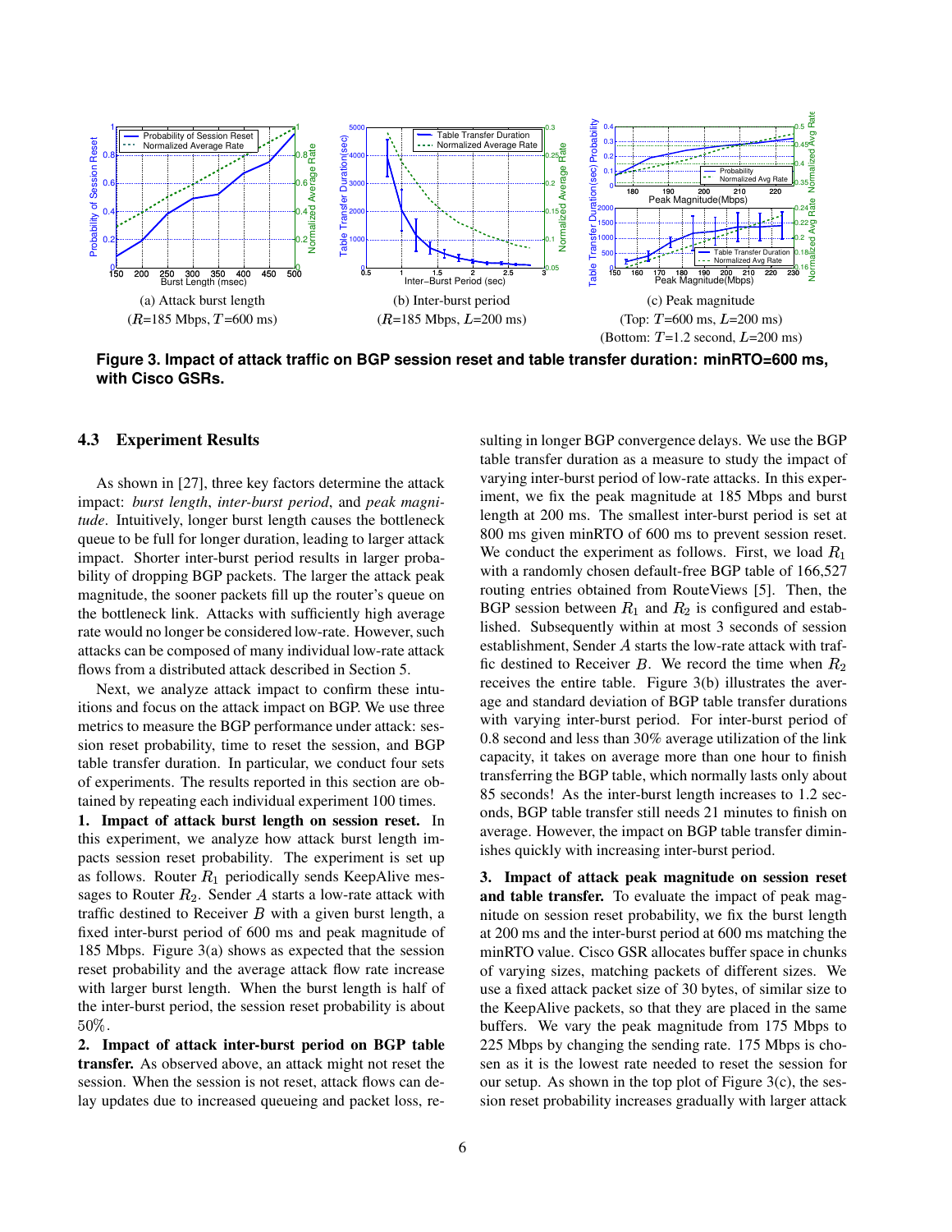(a) Attack burst length
($R$=185 Mbps, $T$=600 ms)

(b) Inter-burst period
($R$=185 Mbps, $L$=200 ms)

(c) Peak magnitude
(Top: $T$=600 ms, $L$=200 ms)
(Bottom: $T$=1.2 second, $L$=200 ms)

**Figure 3. Impact of attack traffic on BGP session reset and table transfer duration: minRTO=600 ms, with Cisco GSRs.**

### 4.3 Experiment Results

As shown in [27], three key factors determine the attack impact: *burst length*, *inter-burst period*, and *peak magnitude*. Intuitively, longer burst length causes the bottleneck queue to be full for longer duration, leading to larger attack impact. Shorter inter-burst period results in larger probability of dropping BGP packets. The larger the attack peak magnitude, the sooner packets fill up the router's queue on the bottleneck link. Attacks with sufficiently high average rate would no longer be considered low-rate. However, such attacks can be composed of many individual low-rate attack flows from a distributed attack described in Section 5.

Next, we analyze attack impact to confirm these intuitions and focus on the attack impact on BGP. We use three metrics to measure the BGP performance under attack: session reset probability, time to reset the session, and BGP table transfer duration. In particular, we conduct four sets of experiments. The results reported in this section are obtained by repeating each individual experiment 100 times.

**1. Impact of attack burst length on session reset.** In this experiment, we analyze how attack burst length impacts session reset probability. The experiment is set up as follows. Router $R_1$ periodically sends KeepAlive messages to Router $R_2$. Sender $A$ starts a low-rate attack with traffic destined to Receiver $B$ with a given burst length, a fixed inter-burst period of 600 ms and peak magnitude of 185 Mbps. Figure 3(a) shows as expected that the session reset probability and the average attack flow rate increase with larger burst length. When the burst length is half of the inter-burst period, the session reset probability is about 50%.

**2. Impact of attack inter-burst period on BGP table transfer.** As observed above, an attack might not reset the session. When the session is not reset, attack flows can delay updates due to increased queueing and packet loss, resulting in longer BGP convergence delays. We use the BGP table transfer duration as a measure to study the impact of varying inter-burst period of low-rate attacks. In this experiment, we fix the peak magnitude at 185 Mbps and burst length at 200 ms. The smallest inter-burst period is set at 800 ms given minRTO of 600 ms to prevent session reset. We conduct the experiment as follows. First, we load $R_1$ with a randomly chosen default-free BGP table of 166,527 routing entries obtained from RouteViews [5]. Then, the BGP session between $R_1$ and $R_2$ is configured and established. Subsequently within at most 3 seconds of session establishment, Sender $A$ starts the low-rate attack with traffic destined to Receiver $B$. We record the time when $R_2$ receives the entire table. Figure 3(b) illustrates the average and standard deviation of BGP table transfer durations with varying inter-burst period. For inter-burst period of 0.8 second and less than 30% average utilization of the link capacity, it takes on average more than one hour to finish transferring the BGP table, which normally lasts only about 85 seconds! As the inter-burst length increases to 1.2 seconds, BGP table transfer still needs 21 minutes to finish on average. However, the impact on BGP table transfer diminishes quickly with increasing inter-burst period.

**3. Impact of attack peak magnitude on session reset and table transfer.** To evaluate the impact of peak magnitude on session reset probability, we fix the burst length at 200 ms and the inter-burst period at 600 ms matching the minRTO value. Cisco GSR allocates buffer space in chunks of varying sizes, matching packets of different sizes. We use a fixed attack packet size of 30 bytes, of similar size to the KeepAlive packets, so that they are placed in the same buffers. We vary the peak magnitude from 175 Mbps to 225 Mbps by changing the sending rate. 175 Mbps is chosen as it is the lowest rate needed to reset the session for our setup. As shown in the top plot of Figure 3(c), the session reset probability increases gradually with larger attack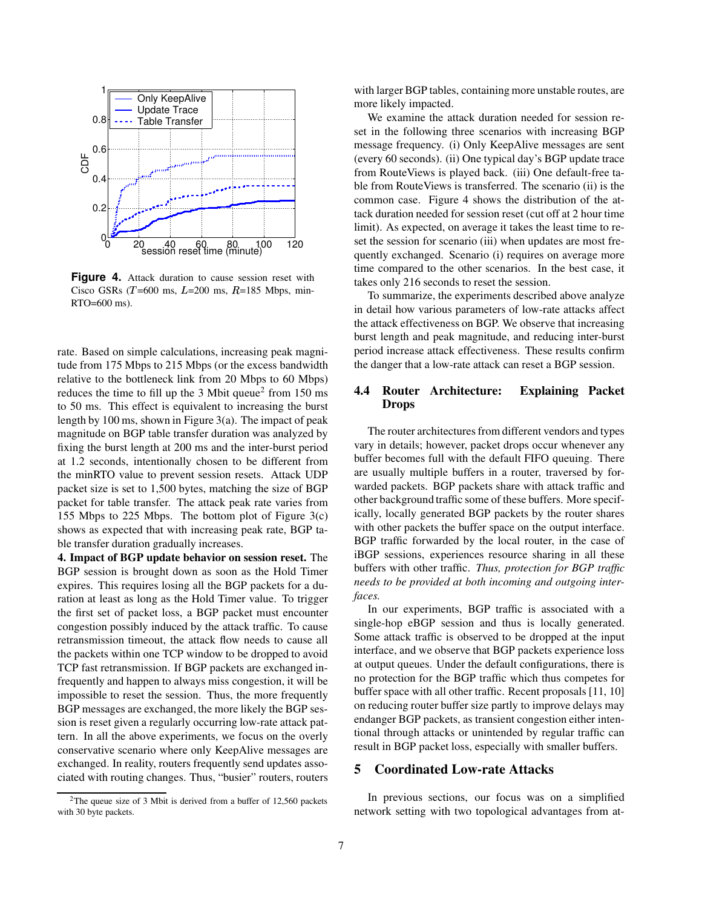**Figure 4.** Attack duration to cause session reset with Cisco GSRs ($T$=600 ms, $L$=200 ms, $R$=185 Mbps, min-RTO=600 ms).

rate. Based on simple calculations, increasing peak magnitude from 175 Mbps to 215 Mbps (or the excess bandwidth relative to the bottleneck link from 20 Mbps to 60 Mbps) reduces the time to fill up the 3 Mbit queue[2] from 150 ms to 50 ms. This effect is equivalent to increasing the burst length by 100 ms, shown in Figure 3(a). The impact of peak magnitude on BGP table transfer duration was analyzed by fixing the burst length at 200 ms and the inter-burst period at 1.2 seconds, intentionally chosen to be different from the minRTO value to prevent session resets. Attack UDP packet size is set to 1,500 bytes, matching the size of BGP packet for table transfer. The attack peak rate varies from 155 Mbps to 225 Mbps. The bottom plot of Figure 3(c) shows as expected that with increasing peak rate, BGP table transfer duration gradually increases.

**4. Impact of BGP update behavior on session reset.** The BGP session is brought down as soon as the Hold Timer expires. This requires losing all the BGP packets for a duration at least as long as the Hold Timer value. To trigger the first set of packet loss, a BGP packet must encounter congestion possibly induced by the attack traffic. To cause retransmission timeout, the attack flow needs to cause all the packets within one TCP window to be dropped to avoid TCP fast retransmission. If BGP packets are exchanged infrequently and happen to always miss congestion, it will be impossible to reset the session. Thus, the more frequently BGP messages are exchanged, the more likely the BGP session is reset given a regularly occurring low-rate attack pattern. In all the above experiments, we focus on the overly conservative scenario where only KeepAlive messages are exchanged. In reality, routers frequently send updates associated with routing changes. Thus, "busier" routers, routers with larger BGP tables, containing more unstable routes, are more likely impacted.

We examine the attack duration needed for session reset in the following three scenarios with increasing BGP message frequency. (i) Only KeepAlive messages are sent (every 60 seconds). (ii) One typical day's BGP update trace from RouteViews is played back. (iii) One default-free table from RouteViews is transferred. The scenario (ii) is the common case. Figure 4 shows the distribution of the attack duration needed for session reset (cut off at 2 hour time limit). As expected, on average it takes the least time to reset the session for scenario (iii) when updates are most frequently exchanged. Scenario (i) requires on average more time compared to the other scenarios. In the best case, it takes only 216 seconds to reset the session.

To summarize, the experiments described above analyze in detail how various parameters of low-rate attacks affect the attack effectiveness on BGP. We observe that increasing burst length and peak magnitude, and reducing inter-burst period increase attack effectiveness. These results confirm the danger that a low-rate attack can reset a BGP session.

## 4.4 Router Architecture: Explaining Packet Drops

The router architectures from different vendors and types vary in details; however, packet drops occur whenever any buffer becomes full with the default FIFO queuing. There are usually multiple buffers in a router, traversed by forwarded packets. BGP packets share with attack traffic and other background traffic some of these buffers. More specifically, locally generated BGP packets by the router shares with other packets the buffer space on the output interface. BGP traffic forwarded by the local router, in the case of iBGP sessions, experiences resource sharing in all these buffers with other traffic. *Thus, protection for BGP traffic needs to be provided at both incoming and outgoing interfaces.*

In our experiments, BGP traffic is associated with a single-hop eBGP session and thus is locally generated. Some attack traffic is observed to be dropped at the input interface, and we observe that BGP packets experience loss at output queues. Under the default configurations, there is no protection for the BGP traffic which thus competes for buffer space with all other traffic. Recent proposals [11, 10] on reducing router buffer size partly to improve delays may endanger BGP packets, as transient congestion either intentional through attacks or unintended by regular traffic can result in BGP packet loss, especially with smaller buffers.

## 5 Coordinated Low-rate Attacks

In previous sections, our focus was on a simplified network setting with two topological advantages from at-

[2] The queue size of 3 Mbit is derived from a buffer of 12,560 packets with 30 byte packets.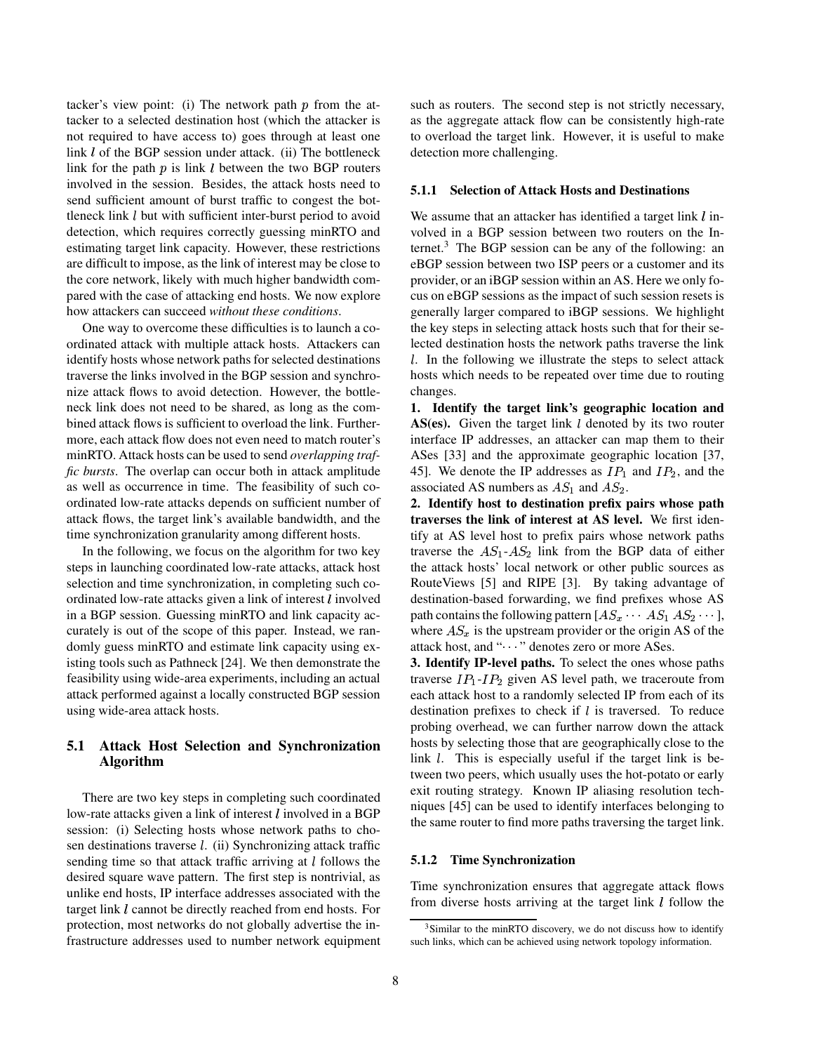tacker's view point: (i) The network path $p$ from the attacker to a selected destination host (which the attacker is not required to have access to) goes through at least one link $l$ of the BGP session under attack. (ii) The bottleneck link for the path $p$ is link $l$ between the two BGP routers involved in the session. Besides, the attack hosts need to send sufficient amount of burst traffic to congest the bottleneck link $l$ but with sufficient inter-burst period to avoid detection, which requires correctly guessing minRTO and estimating target link capacity. However, these restrictions are difficult to impose, as the link of interest may be close to the core network, likely with much higher bandwidth compared with the case of attacking end hosts. We now explore how attackers can succeed *without these conditions*.

One way to overcome these difficulties is to launch a coordinated attack with multiple attack hosts. Attackers can identify hosts whose network paths for selected destinations traverse the links involved in the BGP session and synchronize attack flows to avoid detection. However, the bottleneck link does not need to be shared, as long as the combined attack flows is sufficient to overload the link. Furthermore, each attack flow does not even need to match router's minRTO. Attack hosts can be used to send *overlapping traffic bursts*. The overlap can occur both in attack amplitude as well as occurrence in time. The feasibility of such coordinated low-rate attacks depends on sufficient number of attack flows, the target link's available bandwidth, and the time synchronization granularity among different hosts.

In the following, we focus on the algorithm for two key steps in launching coordinated low-rate attacks, attack host selection and time synchronization, in completing such coordinated low-rate attacks given a link of interest $l$ involved in a BGP session. Guessing minRTO and link capacity accurately is out of the scope of this paper. Instead, we randomly guess minRTO and estimate link capacity using existing tools such as Pathneck [24]. We then demonstrate the feasibility using wide-area experiments, including an actual attack performed against a locally constructed BGP session using wide-area attack hosts.

## 5.1 Attack Host Selection and Synchronization Algorithm

There are two key steps in completing such coordinated low-rate attacks given a link of interest $l$ involved in a BGP session: (i) Selecting hosts whose network paths to chosen destinations traverse $l$. (ii) Synchronizing attack traffic sending time so that attack traffic arriving at $l$ follows the desired square wave pattern. The first step is nontrivial, as unlike end hosts, IP interface addresses associated with the target link $l$ cannot be directly reached from end hosts. For protection, most networks do not globally advertise the infrastructure addresses used to number network equipment such as routers. The second step is not strictly necessary, as the aggregate attack flow can be consistently high-rate to overload the target link. However, it is useful to make detection more challenging.

### 5.1.1 Selection of Attack Hosts and Destinations

We assume that an attacker has identified a target link $l$ involved in a BGP session between two routers on the Internet.[3] The BGP session can be any of the following: an eBGP session between two ISP peers or a customer and its provider, or an iBGP session within an AS. Here we only focus on eBGP sessions as the impact of such session resets is generally larger compared to iBGP sessions. We highlight the key steps in selecting attack hosts such that for their selected destination hosts the network paths traverse the link $l$. In the following we illustrate the steps to select attack hosts which needs to be repeated over time due to routing changes.

**1. Identify the target link's geographic location and AS(es).** Given the target link $l$ denoted by its two router interface IP addresses, an attacker can map them to their ASes [33] and the approximate geographic location [37, 45]. We denote the IP addresses as $IP_1$ and $IP_2$, and the associated AS numbers as $AS_1$ and $AS_2$.

**2. Identify host to destination prefix pairs whose path traverses the link of interest at AS level.** We first identify at AS level host to prefix pairs whose network paths traverse the $AS_1$-$AS_2$ link from the BGP data of either the attack hosts' local network or other public sources as RouteViews [5] and RIPE [3]. By taking advantage of destination-based forwarding, we find prefixes whose AS path contains the following pattern $[AS_x \cdots AS_1\ AS_2 \cdots]$, where $AS_x$ is the upstream provider or the origin AS of the attack host, and "$\cdots$" denotes zero or more ASes.

**3. Identify IP-level paths.** To select the ones whose paths traverse $IP_1$-$IP_2$ given AS level path, we traceroute from each attack host to a randomly selected IP from each of its destination prefixes to check if $l$ is traversed. To reduce probing overhead, we can further narrow down the attack hosts by selecting those that are geographically close to the link $l$. This is especially useful if the target link is between two peers, which usually uses the hot-potato or early exit routing strategy. Known IP aliasing resolution techniques [45] can be used to identify interfaces belonging to the same router to find more paths traversing the target link.

### 5.1.2 Time Synchronization

Time synchronization ensures that aggregate attack flows from diverse hosts arriving at the target link $l$ follow the

[3] Similar to the minRTO discovery, we do not discuss how to identify such links, which can be achieved using network topology information.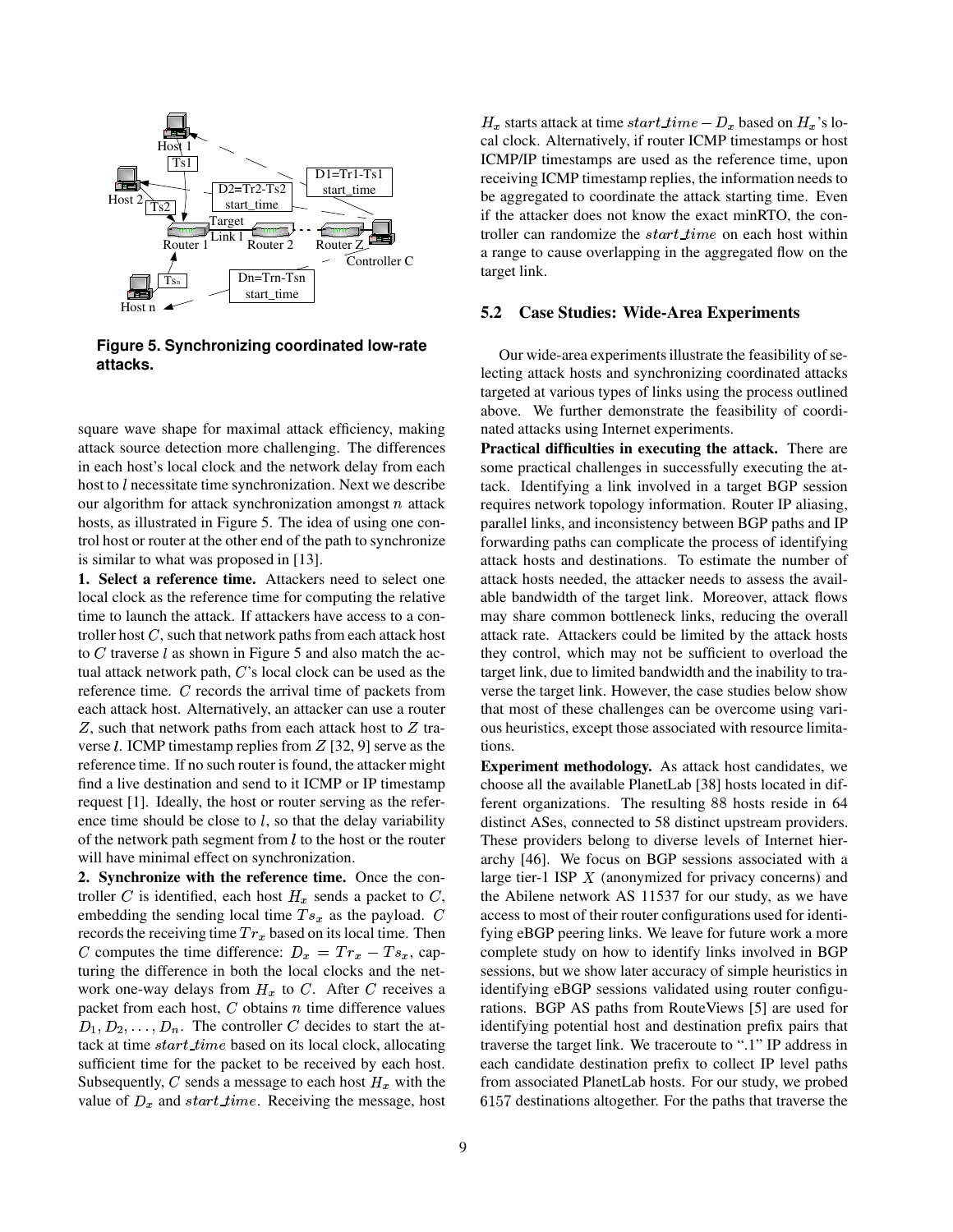Figure 5. Synchronizing coordinated low-rate attacks.

square wave shape for maximal attack efficiency, making attack source detection more challenging. The differences in each host's local clock and the network delay from each host to $l$ necessitate time synchronization. Next we describe our algorithm for attack synchronization amongst $n$ attack hosts, as illustrated in Figure 5. The idea of using one control host or router at the other end of the path to synchronize is similar to what was proposed in [13].

**1. Select a reference time.** Attackers need to select one local clock as the reference time for computing the relative time to launch the attack. If attackers have access to a controller host $C$, such that network paths from each attack host to $C$ traverse $l$ as shown in Figure 5 and also match the actual attack network path, $C$'s local clock can be used as the reference time. $C$ records the arrival time of packets from each attack host. Alternatively, an attacker can use a router $Z$, such that network paths from each attack host to $Z$ traverse $l$. ICMP timestamp replies from $Z$ [32, 9] serve as the reference time. If no such router is found, the attacker might find a live destination and send to it ICMP or IP timestamp request [1]. Ideally, the host or router serving as the reference time should be close to $l$, so that the delay variability of the network path segment from $l$ to the host or the router will have minimal effect on synchronization.

**2. Synchronize with the reference time.** Once the controller $C$ is identified, each host $H_x$ sends a packet to $C$, embedding the sending local time $Ts_x$ as the payload. $C$ records the receiving time $Tr_x$ based on its local time. Then $C$ computes the time difference: $D_x = Tr_x - Ts_x$, capturing the difference in both the local clocks and the network one-way delays from $H_x$ to $C$. After $C$ receives a packet from each host, $C$ obtains $n$ time difference values $D_1, D_2, \ldots, D_n$. The controller $C$ decides to start the attack at time $start\_time$ based on its local clock, allocating sufficient time for the packet to be received by each host. Subsequently, $C$ sends a message to each host $H_x$ with the value of $D_x$ and $start\_time$. Receiving the message, host $H_x$ starts attack at time $start\_time - D_x$ based on $H_x$'s local clock. Alternatively, if router ICMP timestamps or host ICMP/IP timestamps are used as the reference time, upon receiving ICMP timestamp replies, the information needs to be aggregated to coordinate the attack starting time. Even if the attacker does not know the exact minRTO, the controller can randomize the $start\_time$ on each host within a range to cause overlapping in the aggregated flow on the target link.

### 5.2 Case Studies: Wide-Area Experiments

Our wide-area experiments illustrate the feasibility of selecting attack hosts and synchronizing coordinated attacks targeted at various types of links using the process outlined above. We further demonstrate the feasibility of coordinated attacks using Internet experiments.

**Practical difficulties in executing the attack.** There are some practical challenges in successfully executing the attack. Identifying a link involved in a target BGP session requires network topology information. Router IP aliasing, parallel links, and inconsistency between BGP paths and IP forwarding paths can complicate the process of identifying attack hosts and destinations. To estimate the number of attack hosts needed, the attacker needs to assess the available bandwidth of the target link. Moreover, attack flows may share common bottleneck links, reducing the overall attack rate. Attackers could be limited by the attack hosts they control, which may not be sufficient to overload the target link, due to limited bandwidth and the inability to traverse the target link. However, the case studies below show that most of these challenges can be overcome using various heuristics, except those associated with resource limitations.

**Experiment methodology.** As attack host candidates, we choose all the available PlanetLab [38] hosts located in different organizations. The resulting 88 hosts reside in 64 distinct ASes, connected to 58 distinct upstream providers. These providers belong to diverse levels of Internet hierarchy [46]. We focus on BGP sessions associated with a large tier-1 ISP $X$ (anonymized for privacy concerns) and the Abilene network AS 11537 for our study, as we have access to most of their router configurations used for identifying eBGP peering links. We leave for future work a more complete study on how to identify links involved in BGP sessions, but we show later accuracy of simple heuristics in identifying eBGP sessions validated using router configurations. BGP AS paths from RouteViews [5] are used for identifying potential host and destination prefix pairs that traverse the target link. We traceroute to ".1" IP address in each candidate destination prefix to collect IP level paths from associated PlanetLab hosts. For our study, we probed 6157 destinations altogether. For the paths that traverse the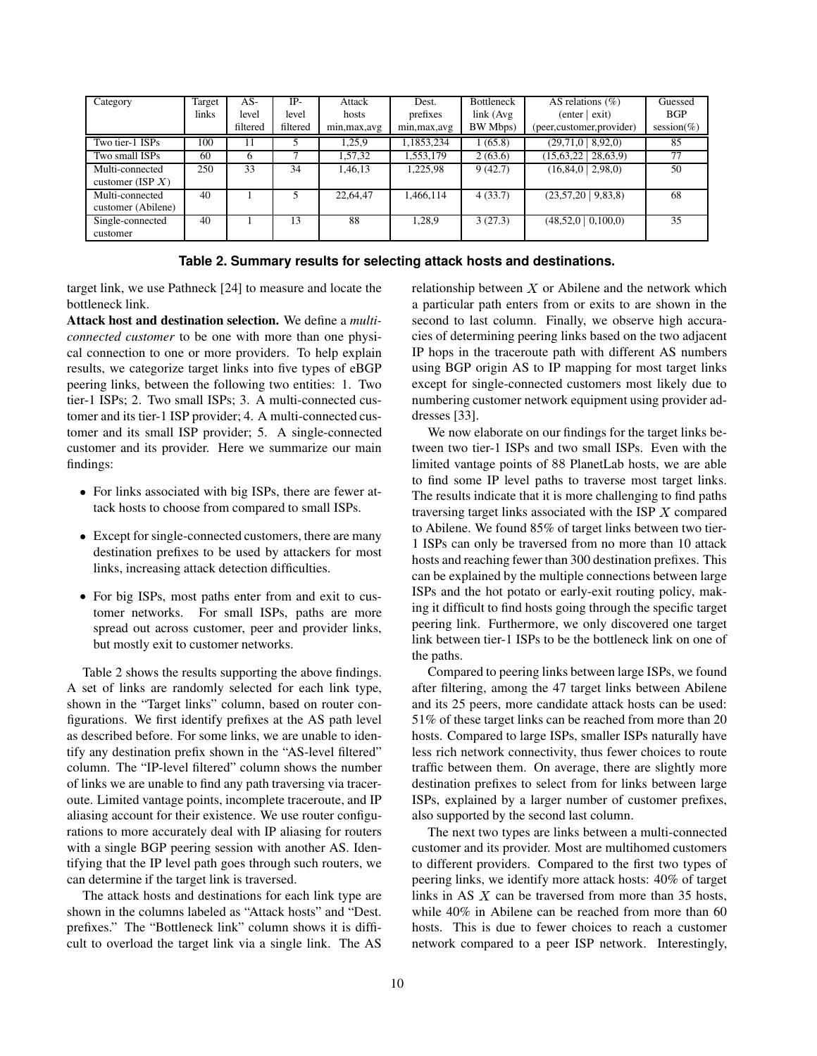| Category | Target links | AS-level filtered | IP-level filtered | Attack hosts min,max,avg | Dest. prefixes min,max,avg | Bottleneck link (Avg BW Mbps) | AS relations (%) (enter \| exit) (peer,customer,provider) | Guessed BGP session(%) |
|---|---|---|---|---|---|---|---|---|
| Two tier-1 ISPs | 100 | 11 | 5 | 1,25,9 | 1,1853,234 | 1 (65.8) | (29,71,0 \| 8,92,0) | 85 |
| Two small ISPs | 60 | 6 | 7 | 1,57,32 | 1,553,179 | 2 (63.6) | (15,63,22 \| 28,63,9) | 77 |
| Multi-connected customer (ISP $X$) | 250 | 33 | 34 | 1,46,13 | 1,225,98 | 9 (42.7) | (16,84,0 \| 2,98,0) | 50 |
| Multi-connected customer (Abilene) | 40 | 1 | 5 | 22,64,47 | 1,466,114 | 4 (33.7) | (23,57,20 \| 9,83,8) | 68 |
| Single-connected customer | 40 | 1 | 13 | 88 | 1,28,9 | 3 (27.3) | (48,52,0 \| 0,100,0) | 35 |

**Table 2. Summary results for selecting attack hosts and destinations.**

target link, we use Pathneck [24] to measure and locate the bottleneck link.

**Attack host and destination selection.** We define a *multi-connected customer* to be one with more than one physical connection to one or more providers. To help explain results, we categorize target links into five types of eBGP peering links, between the following two entities: 1. Two tier-1 ISPs; 2. Two small ISPs; 3. A multi-connected customer and its tier-1 ISP provider; 4. A multi-connected customer and its small ISP provider; 5. A single-connected customer and its provider. Here we summarize our main findings:

- For links associated with big ISPs, there are fewer attack hosts to choose from compared to small ISPs.
- Except for single-connected customers, there are many destination prefixes to be used by attackers for most links, increasing attack detection difficulties.
- For big ISPs, most paths enter from and exit to customer networks. For small ISPs, paths are more spread out across customer, peer and provider links, but mostly exit to customer networks.

Table 2 shows the results supporting the above findings. A set of links are randomly selected for each link type, shown in the "Target links" column, based on router configurations. We first identify prefixes at the AS path level as described before. For some links, we are unable to identify any destination prefix shown in the "AS-level filtered" column. The "IP-level filtered" column shows the number of links we are unable to find any path traversing via traceroute. Limited vantage points, incomplete traceroute, and IP aliasing account for their existence. We use router configurations to more accurately deal with IP aliasing for routers with a single BGP peering session with another AS. Identifying that the IP level path goes through such routers, we can determine if the target link is traversed.

The attack hosts and destinations for each link type are shown in the columns labeled as "Attack hosts" and "Dest. prefixes." The "Bottleneck link" column shows it is difficult to overload the target link via a single link. The AS relationship between $X$ or Abilene and the network which a particular path enters from or exits to are shown in the second to last column. Finally, we observe high accuracies of determining peering links based on the two adjacent IP hops in the traceroute path with different AS numbers using BGP origin AS to IP mapping for most target links except for single-connected customers most likely due to numbering customer network equipment using provider addresses [33].

We now elaborate on our findings for the target links between two tier-1 ISPs and two small ISPs. Even with the limited vantage points of 88 PlanetLab hosts, we are able to find some IP level paths to traverse most target links. The results indicate that it is more challenging to find paths traversing target links associated with the ISP $X$ compared to Abilene. We found 85% of target links between two tier-1 ISPs can only be traversed from no more than 10 attack hosts and reaching fewer than 300 destination prefixes. This can be explained by the multiple connections between large ISPs and the hot potato or early-exit routing policy, making it difficult to find hosts going through the specific target peering link. Furthermore, we only discovered one target link between tier-1 ISPs to be the bottleneck link on one of the paths.

Compared to peering links between large ISPs, we found after filtering, among the 47 target links between Abilene and its 25 peers, more candidate attack hosts can be used: 51% of these target links can be reached from more than 20 hosts. Compared to large ISPs, smaller ISPs naturally have less rich network connectivity, thus fewer choices to route traffic between them. On average, there are slightly more destination prefixes to select from for links between large ISPs, explained by a larger number of customer prefixes, also supported by the second last column.

The next two types are links between a multi-connected customer and its provider. Most are multihomed customers to different providers. Compared to the first two types of peering links, we identify more attack hosts: 40% of target links in AS $X$ can be traversed from more than 35 hosts, while 40% in Abilene can be reached from more than 60 hosts. This is due to fewer choices to reach a customer network compared to a peer ISP network. Interestingly,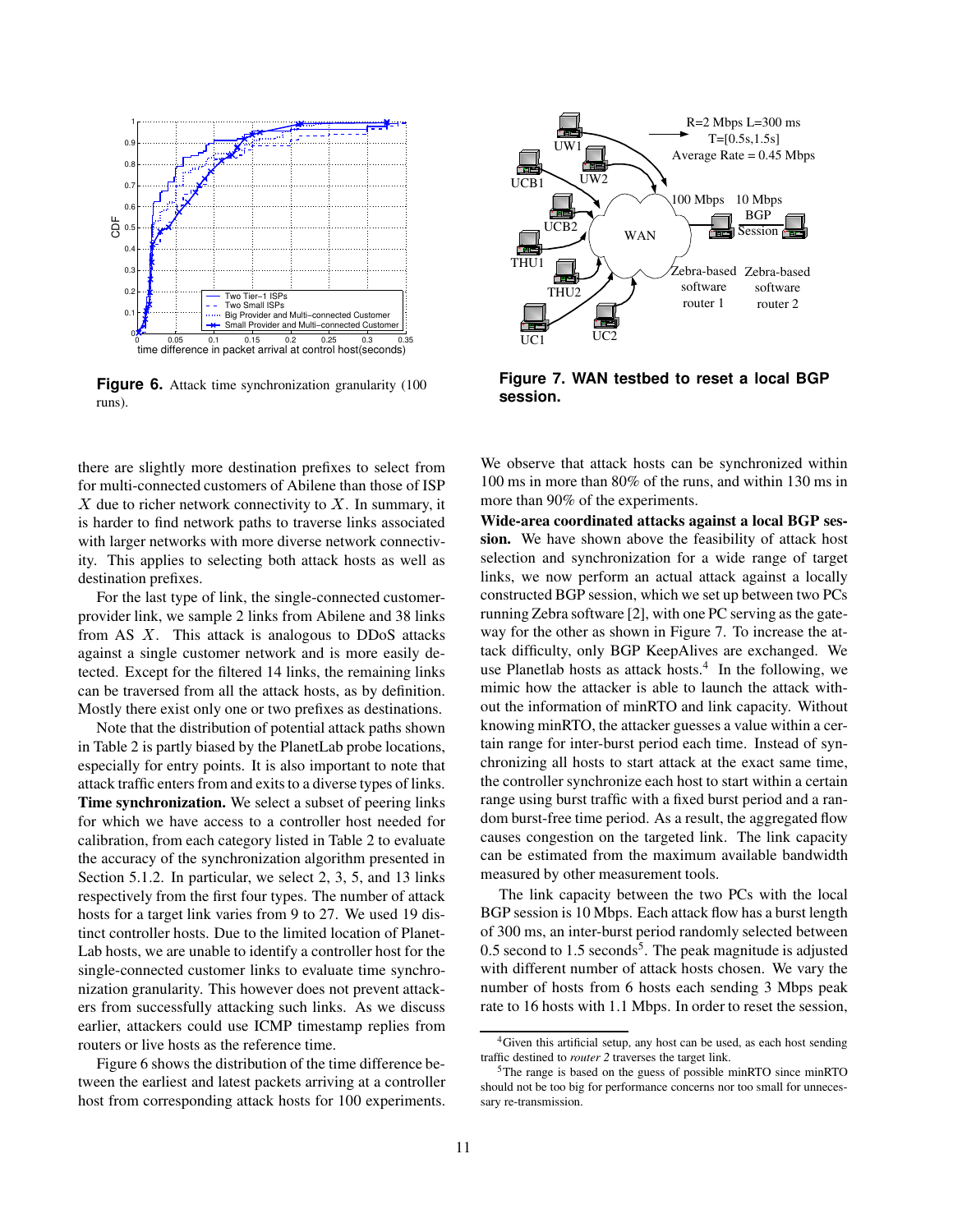Figure 6. Attack time synchronization granularity (100 runs).

Figure 7. WAN testbed to reset a local BGP session.

there are slightly more destination prefixes to select from for multi-connected customers of Abilene than those of ISP $X$ due to richer network connectivity to $X$. In summary, it is harder to find network paths to traverse links associated with larger networks with more diverse network connectivity. This applies to selecting both attack hosts as well as destination prefixes.

For the last type of link, the single-connected customer-provider link, we sample 2 links from Abilene and 38 links from AS $X$. This attack is analogous to DDoS attacks against a single customer network and is more easily detected. Except for the filtered 14 links, the remaining links can be traversed from all the attack hosts, as by definition. Mostly there exist only one or two prefixes as destinations.

Note that the distribution of potential attack paths shown in Table 2 is partly biased by the PlanetLab probe locations, especially for entry points. It is also important to note that attack traffic enters from and exits to a diverse types of links.

**Time synchronization.** We select a subset of peering links for which we have access to a controller host needed for calibration, from each category listed in Table 2 to evaluate the accuracy of the synchronization algorithm presented in Section 5.1.2. In particular, we select 2, 3, 5, and 13 links respectively from the first four types. The number of attack hosts for a target link varies from 9 to 27. We used 19 distinct controller hosts. Due to the limited location of PlanetLab hosts, we are unable to identify a controller host for the single-connected customer links to evaluate time synchronization granularity. This however does not prevent attackers from successfully attacking such links. As we discuss earlier, attackers could use ICMP timestamp replies from routers or live hosts as the reference time.

Figure 6 shows the distribution of the time difference between the earliest and latest packets arriving at a controller host from corresponding attack hosts for 100 experiments. We observe that attack hosts can be synchronized within 100 ms in more than 80% of the runs, and within 130 ms in more than 90% of the experiments.

**Wide-area coordinated attacks against a local BGP session.** We have shown above the feasibility of attack host selection and synchronization for a wide range of target links, we now perform an actual attack against a locally constructed BGP session, which we set up between two PCs running Zebra software [2], with one PC serving as the gateway for the other as shown in Figure 7. To increase the attack difficulty, only BGP KeepAlives are exchanged. We use Planetlab hosts as attack hosts.[4] In the following, we mimic how the attacker is able to launch the attack without the information of minRTO and link capacity. Without knowing minRTO, the attacker guesses a value within a certain range for inter-burst period each time. Instead of synchronizing all hosts to start attack at the exact same time, the controller synchronize each host to start within a certain range using burst traffic with a fixed burst period and a random burst-free time period. As a result, the aggregated flow causes congestion on the targeted link. The link capacity can be estimated from the maximum available bandwidth measured by other measurement tools.

The link capacity between the two PCs with the local BGP session is 10 Mbps. Each attack flow has a burst length of 300 ms, an inter-burst period randomly selected between 0.5 second to 1.5 seconds[5]. The peak magnitude is adjusted with different number of attack hosts chosen. We vary the number of hosts from 6 hosts each sending 3 Mbps peak rate to 16 hosts with 1.1 Mbps. In order to reset the session,

[4] Given this artificial setup, any host can be used, as each host sending traffic destined to *router 2* traverses the target link.

[5] The range is based on the guess of possible minRTO since minRTO should not be too big for performance concerns nor too small for unnecessary re-transmission.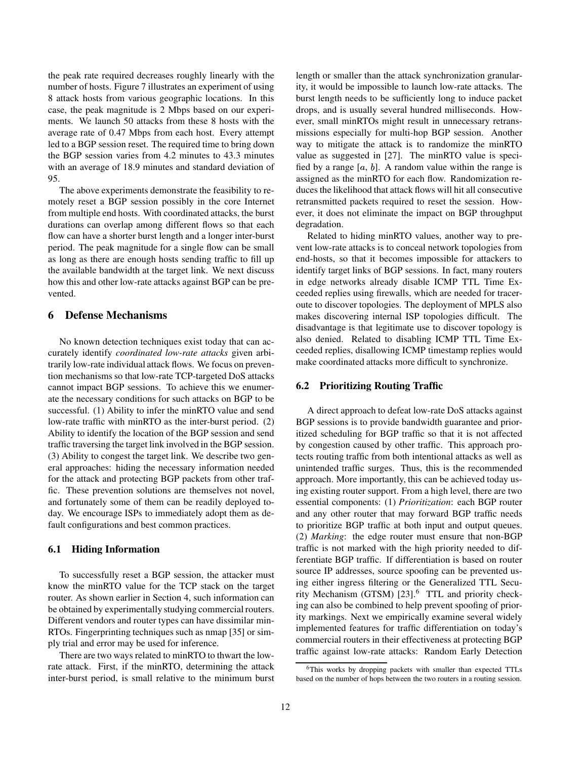the peak rate required decreases roughly linearly with the number of hosts. Figure 7 illustrates an experiment of using 8 attack hosts from various geographic locations. In this case, the peak magnitude is 2 Mbps based on our experiments. We launch 50 attacks from these 8 hosts with the average rate of 0.47 Mbps from each host. Every attempt led to a BGP session reset. The required time to bring down the BGP session varies from 4.2 minutes to 43.3 minutes with an average of 18.9 minutes and standard deviation of 95.

The above experiments demonstrate the feasibility to remotely reset a BGP session possibly in the core Internet from multiple end hosts. With coordinated attacks, the burst durations can overlap among different flows so that each flow can have a shorter burst length and a longer inter-burst period. The peak magnitude for a single flow can be small as long as there are enough hosts sending traffic to fill up the available bandwidth at the target link. We next discuss how this and other low-rate attacks against BGP can be prevented.

## 6 Defense Mechanisms

No known detection techniques exist today that can accurately identify *coordinated low-rate attacks* given arbitrarily low-rate individual attack flows. We focus on prevention mechanisms so that low-rate TCP-targeted DoS attacks cannot impact BGP sessions. To achieve this we enumerate the necessary conditions for such attacks on BGP to be successful. (1) Ability to infer the minRTO value and send low-rate traffic with minRTO as the inter-burst period. (2) Ability to identify the location of the BGP session and send traffic traversing the target link involved in the BGP session. (3) Ability to congest the target link. We describe two general approaches: hiding the necessary information needed for the attack and protecting BGP packets from other traffic. These prevention solutions are themselves not novel, and fortunately some of them can be readily deployed today. We encourage ISPs to immediately adopt them as default configurations and best common practices.

### 6.1 Hiding Information

To successfully reset a BGP session, the attacker must know the minRTO value for the TCP stack on the target router. As shown earlier in Section 4, such information can be obtained by experimentally studying commercial routers. Different vendors and router types can have dissimilar minRTOs. Fingerprinting techniques such as nmap [35] or simply trial and error may be used for inference.

There are two ways related to minRTO to thwart the low-rate attack. First, if the minRTO, determining the attack inter-burst period, is small relative to the minimum burst length or smaller than the attack synchronization granularity, it would be impossible to launch low-rate attacks. The burst length needs to be sufficiently long to induce packet drops, and is usually several hundred milliseconds. However, small minRTOs might result in unnecessary retransmissions especially for multi-hop BGP session. Another way to mitigate the attack is to randomize the minRTO value as suggested in [27]. The minRTO value is specified by a range $[a, b]$. A random value within the range is assigned as the minRTO for each flow. Randomization reduces the likelihood that attack flows will hit all consecutive retransmitted packets required to reset the session. However, it does not eliminate the impact on BGP throughput degradation.

Related to hiding minRTO values, another way to prevent low-rate attacks is to conceal network topologies from end-hosts, so that it becomes impossible for attackers to identify target links of BGP sessions. In fact, many routers in edge networks already disable ICMP TTL Time Exceeded replies using firewalls, which are needed for traceroute to discover topologies. The deployment of MPLS also makes discovering internal ISP topologies difficult. The disadvantage is that legitimate use to discover topology is also denied. Related to disabling ICMP TTL Time Exceeded replies, disallowing ICMP timestamp replies would make coordinated attacks more difficult to synchronize.

### 6.2 Prioritizing Routing Traffic

A direct approach to defeat low-rate DoS attacks against BGP sessions is to provide bandwidth guarantee and prioritized scheduling for BGP traffic so that it is not affected by congestion caused by other traffic. This approach protects routing traffic from both intentional attacks as well as unintended traffic surges. Thus, this is the recommended approach. More importantly, this can be achieved today using existing router support. From a high level, there are two essential components: (1) *Prioritization*: each BGP router and any other router that may forward BGP traffic needs to prioritize BGP traffic at both input and output queues. (2) *Marking*: the edge router must ensure that non-BGP traffic is not marked with the high priority needed to differentiate BGP traffic. If differentiation is based on router source IP addresses, source spoofing can be prevented using either ingress filtering or the Generalized TTL Security Mechanism (GTSM) [23].[6] TTL and priority checking can also be combined to help prevent spoofing of priority markings. Next we empirically examine several widely implemented features for traffic differentiation on today's commercial routers in their effectiveness at protecting BGP traffic against low-rate attacks: Random Early Detection

[6] This works by dropping packets with smaller than expected TTLs based on the number of hops between the two routers in a routing session.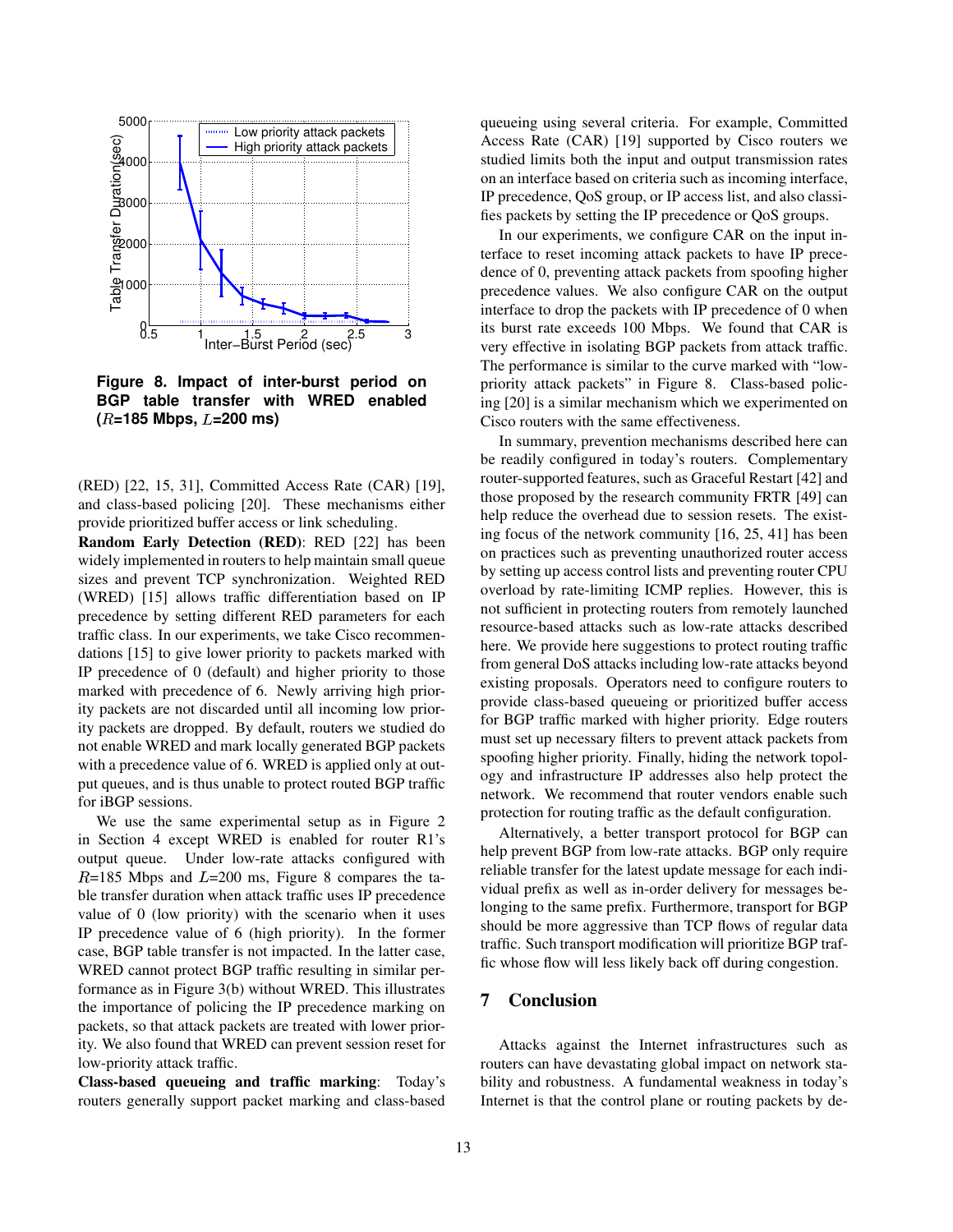**Figure 8. Impact of inter-burst period on BGP table transfer with WRED enabled ($R$=185 Mbps, $L$=200 ms)**

(RED) [22, 15, 31], Committed Access Rate (CAR) [19], and class-based policing [20]. These mechanisms either provide prioritized buffer access or link scheduling.

**Random Early Detection (RED)**: RED [22] has been widely implemented in routers to help maintain small queue sizes and prevent TCP synchronization. Weighted RED (WRED) [15] allows traffic differentiation based on IP precedence by setting different RED parameters for each traffic class. In our experiments, we take Cisco recommendations [15] to give lower priority to packets marked with IP precedence of 0 (default) and higher priority to those marked with precedence of 6. Newly arriving high priority packets are not discarded until all incoming low priority packets are dropped. By default, routers we studied do not enable WRED and mark locally generated BGP packets with a precedence value of 6. WRED is applied only at output queues, and is thus unable to protect routed BGP traffic for iBGP sessions.

We use the same experimental setup as in Figure 2 in Section 4 except WRED is enabled for router R1's output queue. Under low-rate attacks configured with $R$=185 Mbps and $L$=200 ms, Figure 8 compares the table transfer duration when attack traffic uses IP precedence value of 0 (low priority) with the scenario when it uses IP precedence value of 6 (high priority). In the former case, BGP table transfer is not impacted. In the latter case, WRED cannot protect BGP traffic resulting in similar performance as in Figure 3(b) without WRED. This illustrates the importance of policing the IP precedence marking on packets, so that attack packets are treated with lower priority. We also found that WRED can prevent session reset for low-priority attack traffic.

**Class-based queueing and traffic marking**: Today's routers generally support packet marking and class-based queueing using several criteria. For example, Committed Access Rate (CAR) [19] supported by Cisco routers we studied limits both the input and output transmission rates on an interface based on criteria such as incoming interface, IP precedence, QoS group, or IP access list, and also classifies packets by setting the IP precedence or QoS groups.

In our experiments, we configure CAR on the input interface to reset incoming attack packets to have IP precedence of 0, preventing attack packets from spoofing higher precedence values. We also configure CAR on the output interface to drop the packets with IP precedence of 0 when its burst rate exceeds 100 Mbps. We found that CAR is very effective in isolating BGP packets from attack traffic. The performance is similar to the curve marked with "low-priority attack packets" in Figure 8. Class-based policing [20] is a similar mechanism which we experimented on Cisco routers with the same effectiveness.

In summary, prevention mechanisms described here can be readily configured in today's routers. Complementary router-supported features, such as Graceful Restart [42] and those proposed by the research community FRTR [49] can help reduce the overhead due to session resets. The existing focus of the network community [16, 25, 41] has been on practices such as preventing unauthorized router access by setting up access control lists and preventing router CPU overload by rate-limiting ICMP replies. However, this is not sufficient in protecting routers from remotely launched resource-based attacks such as low-rate attacks described here. We provide here suggestions to protect routing traffic from general DoS attacks including low-rate attacks beyond existing proposals. Operators need to configure routers to provide class-based queueing or prioritized buffer access for BGP traffic marked with higher priority. Edge routers must set up necessary filters to prevent attack packets from spoofing higher priority. Finally, hiding the network topology and infrastructure IP addresses also help protect the network. We recommend that router vendors enable such protection for routing traffic as the default configuration.

Alternatively, a better transport protocol for BGP can help prevent BGP from low-rate attacks. BGP only require reliable transfer for the latest update message for each individual prefix as well as in-order delivery for messages belonging to the same prefix. Furthermore, transport for BGP should be more aggressive than TCP flows of regular data traffic. Such transport modification will prioritize BGP traffic whose flow will less likely back off during congestion.

## 7 Conclusion

Attacks against the Internet infrastructures such as routers can have devastating global impact on network stability and robustness. A fundamental weakness in today's Internet is that the control plane or routing packets by de-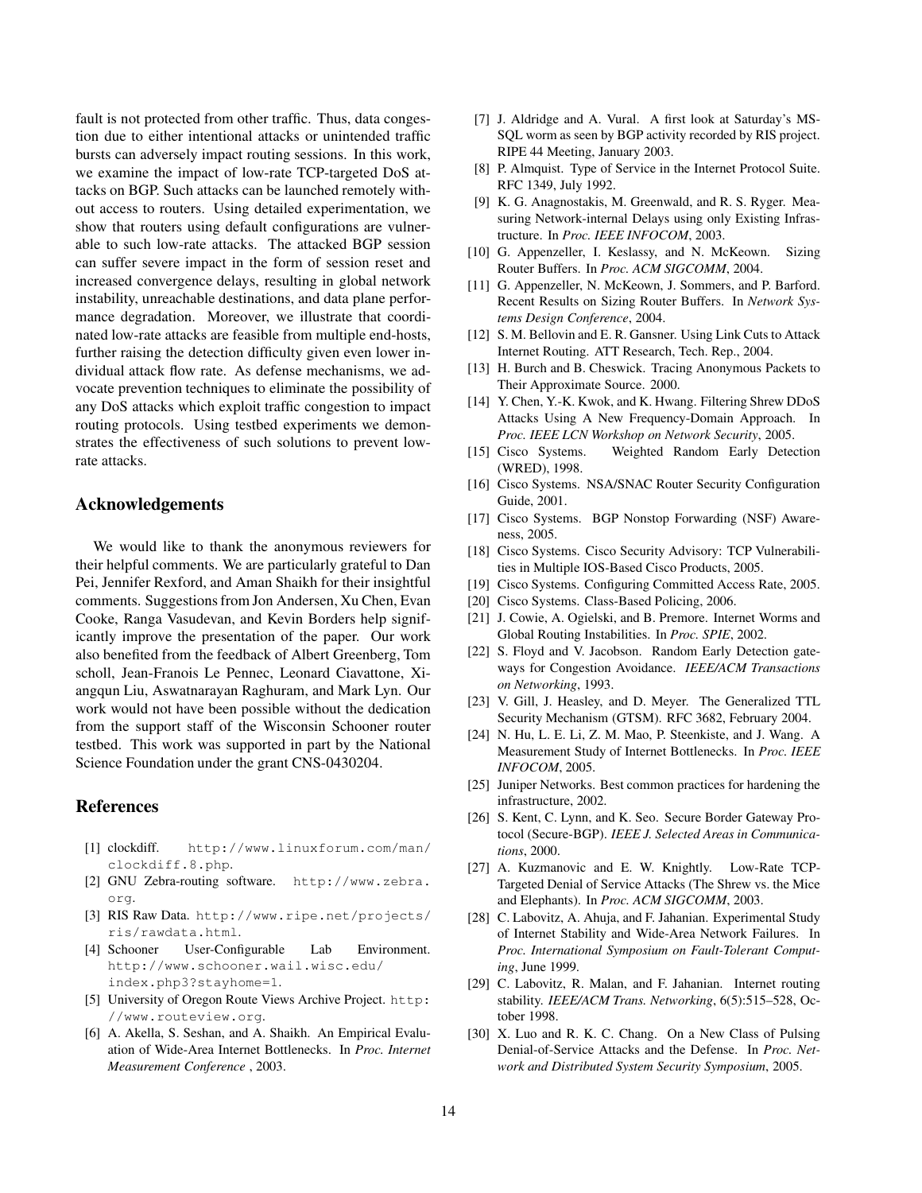fault is not protected from other traffic. Thus, data congestion due to either intentional attacks or unintended traffic bursts can adversely impact routing sessions. In this work, we examine the impact of low-rate TCP-targeted DoS attacks on BGP. Such attacks can be launched remotely without access to routers. Using detailed experimentation, we show that routers using default configurations are vulnerable to such low-rate attacks. The attacked BGP session can suffer severe impact in the form of session reset and increased convergence delays, resulting in global network instability, unreachable destinations, and data plane performance degradation. Moreover, we illustrate that coordinated low-rate attacks are feasible from multiple end-hosts, further raising the detection difficulty given even lower individual attack flow rate. As defense mechanisms, we advocate prevention techniques to eliminate the possibility of any DoS attacks which exploit traffic congestion to impact routing protocols. Using testbed experiments we demonstrates the effectiveness of such solutions to prevent low-rate attacks.

## Acknowledgements

We would like to thank the anonymous reviewers for their helpful comments. We are particularly grateful to Dan Pei, Jennifer Rexford, and Aman Shaikh for their insightful comments. Suggestions from Jon Andersen, Xu Chen, Evan Cooke, Ranga Vasudevan, and Kevin Borders help significantly improve the presentation of the paper. Our work also benefited from the feedback of Albert Greenberg, Tom scholl, Jean-Francois Le Pennec, Leonard Ciavattone, Xiangqun Liu, Aswatnarayan Raghuram, and Mark Lyn. Our work would not have been possible without the dedication from the support staff of the Wisconsin Schooner router testbed. This work was supported in part by the National Science Foundation under the grant CNS-0430204.

## References

[1] clockdiff. `http://www.linuxforum.com/man/clockdiff.8.php`.

[2] GNU Zebra-routing software. `http://www.zebra.org`.

[3] RIS Raw Data. `http://www.ripe.net/projects/ris/rawdata.html`.

[4] Schooner User-Configurable Lab Environment. `http://www.schooner.wail.wisc.edu/index.php3?stayhome=1`.

[5] University of Oregon Route Views Archive Project. `http://www.routeview.org`.

[6] A. Akella, S. Seshan, and A. Shaikh. An Empirical Evaluation of Wide-Area Internet Bottlenecks. In *Proc. Internet Measurement Conference* , 2003.

[7] J. Aldridge and A. Vural. A first look at Saturday's MS-SQL worm as seen by BGP activity recorded by RIS project. RIPE 44 Meeting, January 2003.

[8] P. Almquist. Type of Service in the Internet Protocol Suite. RFC 1349, July 1992.

[9] K. G. Anagnostakis, M. Greenwald, and R. S. Ryger. Measuring Network-internal Delays using only Existing Infrastructure. In *Proc. IEEE INFOCOM*, 2003.

[10] G. Appenzeller, I. Keslassy, and N. McKeown. Sizing Router Buffers. In *Proc. ACM SIGCOMM*, 2004.

[11] G. Appenzeller, N. McKeown, J. Sommers, and P. Barford. Recent Results on Sizing Router Buffers. In *Network Systems Design Conference*, 2004.

[12] S. M. Bellovin and E. R. Gansner. Using Link Cuts to Attack Internet Routing. ATT Research, Tech. Rep., 2004.

[13] H. Burch and B. Cheswick. Tracing Anonymous Packets to Their Approximate Source. 2000.

[14] Y. Chen, Y.-K. Kwok, and K. Hwang. Filtering Shrew DDoS Attacks Using A New Frequency-Domain Approach. In *Proc. IEEE LCN Workshop on Network Security*, 2005.

[15] Cisco Systems. Weighted Random Early Detection (WRED), 1998.

[16] Cisco Systems. NSA/SNAC Router Security Configuration Guide, 2001.

[17] Cisco Systems. BGP Nonstop Forwarding (NSF) Awareness, 2005.

[18] Cisco Systems. Cisco Security Advisory: TCP Vulnerabilities in Multiple IOS-Based Cisco Products, 2005.

[19] Cisco Systems. Configuring Committed Access Rate, 2005.

[20] Cisco Systems. Class-Based Policing, 2006.

[21] J. Cowie, A. Ogielski, and B. Premore. Internet Worms and Global Routing Instabilities. In *Proc. SPIE*, 2002.

[22] S. Floyd and V. Jacobson. Random Early Detection gateways for Congestion Avoidance. *IEEE/ACM Transactions on Networking*, 1993.

[23] V. Gill, J. Heasley, and D. Meyer. The Generalized TTL Security Mechanism (GTSM). RFC 3682, February 2004.

[24] N. Hu, L. E. Li, Z. M. Mao, P. Steenkiste, and J. Wang. A Measurement Study of Internet Bottlenecks. In *Proc. IEEE INFOCOM*, 2005.

[25] Juniper Networks. Best common practices for hardening the infrastructure, 2002.

[26] S. Kent, C. Lynn, and K. Seo. Secure Border Gateway Protocol (Secure-BGP). *IEEE J. Selected Areas in Communications*, 2000.

[27] A. Kuzmanovic and E. W. Knightly. Low-Rate TCP-Targeted Denial of Service Attacks (The Shrew vs. the Mice and Elephants). In *Proc. ACM SIGCOMM*, 2003.

[28] C. Labovitz, A. Ahuja, and F. Jahanian. Experimental Study of Internet Stability and Wide-Area Network Failures. In *Proc. International Symposium on Fault-Tolerant Computing*, June 1999.

[29] C. Labovitz, R. Malan, and F. Jahanian. Internet routing stability. *IEEE/ACM Trans. Networking*, 6(5):515–528, October 1998.

[30] X. Luo and R. K. C. Chang. On a New Class of Pulsing Denial-of-Service Attacks and the Defense. In *Proc. Network and Distributed System Security Symposium*, 2005.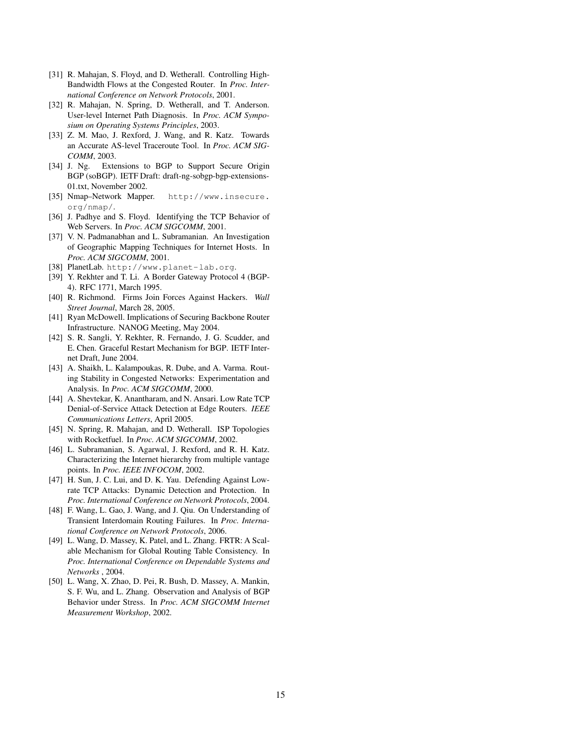[31] R. Mahajan, S. Floyd, and D. Wetherall. Controlling High-Bandwidth Flows at the Congested Router. In *Proc. International Conference on Network Protocols*, 2001.

[32] R. Mahajan, N. Spring, D. Wetherall, and T. Anderson. User-level Internet Path Diagnosis. In *Proc. ACM Symposium on Operating Systems Principles*, 2003.

[33] Z. M. Mao, J. Rexford, J. Wang, and R. Katz. Towards an Accurate AS-level Traceroute Tool. In *Proc. ACM SIGCOMM*, 2003.

[34] J. Ng. Extensions to BGP to Support Secure Origin BGP (soBGP). IETF Draft: draft-ng-sobgp-bgp-extensions-01.txt, November 2002.

[35] Nmap–Network Mapper. `http://www.insecure.org/nmap/`.

[36] J. Padhye and S. Floyd. Identifying the TCP Behavior of Web Servers. In *Proc. ACM SIGCOMM*, 2001.

[37] V. N. Padmanabhan and L. Subramanian. An Investigation of Geographic Mapping Techniques for Internet Hosts. In *Proc. ACM SIGCOMM*, 2001.

[38] PlanetLab. `http://www.planet-lab.org`.

[39] Y. Rekhter and T. Li. A Border Gateway Protocol 4 (BGP-4). RFC 1771, March 1995.

[40] R. Richmond. Firms Join Forces Against Hackers. *Wall Street Journal*, March 28, 2005.

[41] Ryan McDowell. Implications of Securing Backbone Router Infrastructure. NANOG Meeting, May 2004.

[42] S. R. Sangli, Y. Rekhter, R. Fernando, J. G. Scudder, and E. Chen. Graceful Restart Mechanism for BGP. IETF Internet Draft, June 2004.

[43] A. Shaikh, L. Kalampoukas, R. Dube, and A. Varma. Routing Stability in Congested Networks: Experimentation and Analysis. In *Proc. ACM SIGCOMM*, 2000.

[44] A. Shevtekar, K. Anantharam, and N. Ansari. Low Rate TCP Denial-of-Service Attack Detection at Edge Routers. *IEEE Communications Letters*, April 2005.

[45] N. Spring, R. Mahajan, and D. Wetherall. ISP Topologies with Rocketfuel. In *Proc. ACM SIGCOMM*, 2002.

[46] L. Subramanian, S. Agarwal, J. Rexford, and R. H. Katz. Characterizing the Internet hierarchy from multiple vantage points. In *Proc. IEEE INFOCOM*, 2002.

[47] H. Sun, J. C. Lui, and D. K. Yau. Defending Against Low-rate TCP Attacks: Dynamic Detection and Protection. In *Proc. International Conference on Network Protocols*, 2004.

[48] F. Wang, L. Gao, J. Wang, and J. Qiu. On Understanding of Transient Interdomain Routing Failures. In *Proc. International Conference on Network Protocols*, 2006.

[49] L. Wang, D. Massey, K. Patel, and L. Zhang. FRTR: A Scalable Mechanism for Global Routing Table Consistency. In *Proc. International Conference on Dependable Systems and Networks* , 2004.

[50] L. Wang, X. Zhao, D. Pei, R. Bush, D. Massey, A. Mankin, S. F. Wu, and L. Zhang. Observation and Analysis of BGP Behavior under Stress. In *Proc. ACM SIGCOMM Internet Measurement Workshop*, 2002.